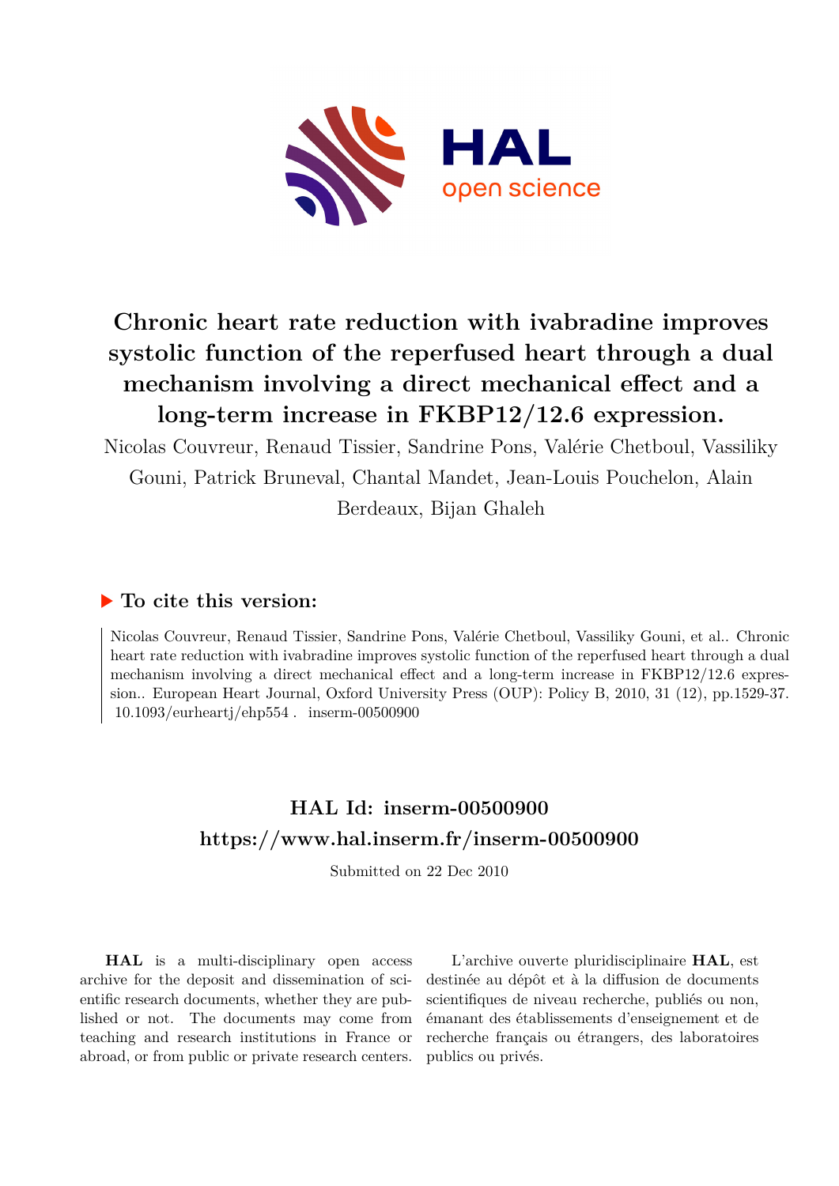# Chronic heart rate reduction with ivabradine improves systolic function of the reperfused heart through a dual mechanism involving a direct mechanical effect and a long-term increase in FKBP12/12.6 expression.

Nicolas Couvreur, Renaud Tissier, Sandrine Pons, Valérie Chetboul, Vassiliky Gouni, Patrick Bruneval, Chantal Mandet, Jean-Louis Pouchelon, Alain Berdeaux, Bijan Ghaleh

## ▶ To cite this version:

Nicolas Couvreur, Renaud Tissier, Sandrine Pons, Valérie Chetboul, Vassiliky Gouni, et al.. Chronic heart rate reduction with ivabradine improves systolic function of the reperfused heart through a dual mechanism involving a direct mechanical effect and a long-term increase in FKBP12/12.6 expression.. European Heart Journal, Oxford University Press (OUP): Policy B, 2010, 31 (12), pp.1529-37. 10.1093/eurheartj/ehp554 . inserm-00500900

## HAL Id: inserm-00500900
## https://www.hal.inserm.fr/inserm-00500900

Submitted on 22 Dec 2010

**HAL** is a multi-disciplinary open access archive for the deposit and dissemination of scientific research documents, whether they are published or not. The documents may come from teaching and research institutions in France or abroad, or from public or private research centers.

L'archive ouverte pluridisciplinaire **HAL**, est destinée au dépôt et à la diffusion de documents scientifiques de niveau recherche, publiés ou non, émanant des établissements d'enseignement et de recherche français ou étrangers, des laboratoires publics ou privés.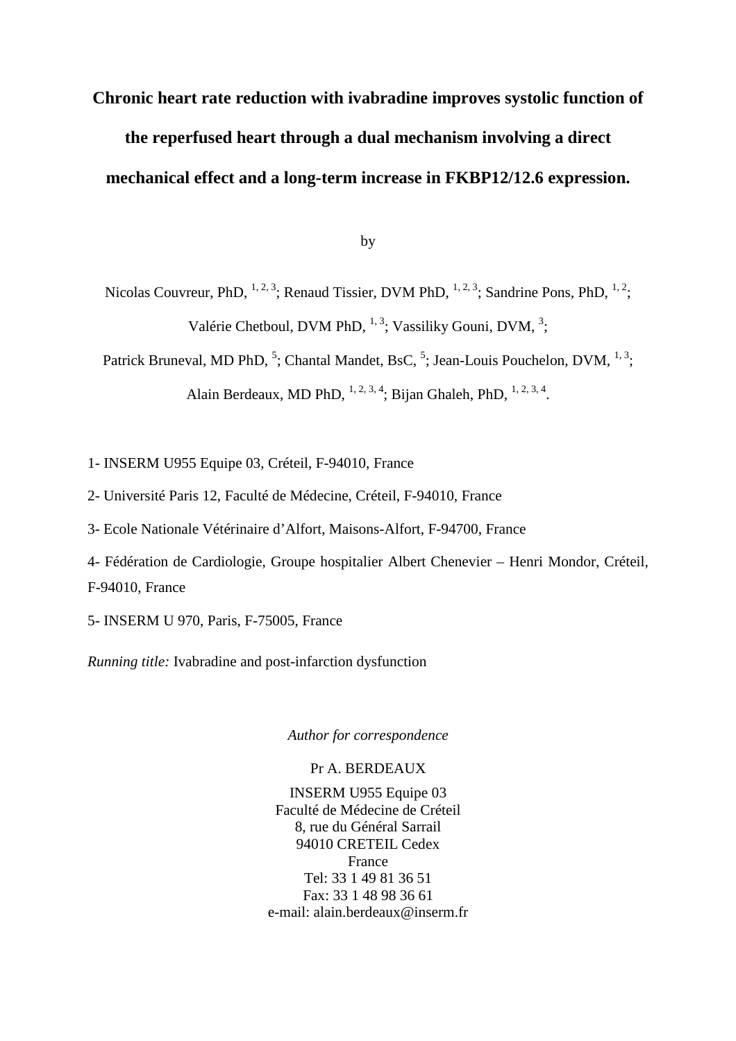# Chronic heart rate reduction with ivabradine improves systolic function of the reperfused heart through a dual mechanism involving a direct mechanical effect and a long-term increase in FKBP12/12.6 expression.

by

Nicolas Couvreur, PhD, [1, 2, 3]; Renaud Tissier, DVM PhD, [1, 2, 3]; Sandrine Pons, PhD, [1, 2];
Valérie Chetboul, DVM PhD, [1, 3]; Vassiliky Gouni, DVM, [3];
Patrick Bruneval, MD PhD, [5]; Chantal Mandet, BsC, [5]; Jean-Louis Pouchelon, DVM, [1, 3];
Alain Berdeaux, MD PhD, [1, 2, 3, 4]; Bijan Ghaleh, PhD, [1, 2, 3, 4].

1- INSERM U955 Equipe 03, Créteil, F-94010, France

2- Université Paris 12, Faculté de Médecine, Créteil, F-94010, France

3- Ecole Nationale Vétérinaire d'Alfort, Maisons-Alfort, F-94700, France

4- Fédération de Cardiologie, Groupe hospitalier Albert Chenevier – Henri Mondor, Créteil, F-94010, France

5- INSERM U 970, Paris, F-75005, France

*Running title:* Ivabradine and post-infarction dysfunction

*Author for correspondence*

Pr A. BERDEAUX

INSERM U955 Equipe 03
Faculté de Médecine de Créteil
8, rue du Général Sarrail
94010 CRETEIL Cedex
France
Tel: 33 1 49 81 36 51
Fax: 33 1 48 98 36 61
e-mail: alain.berdeaux@inserm.fr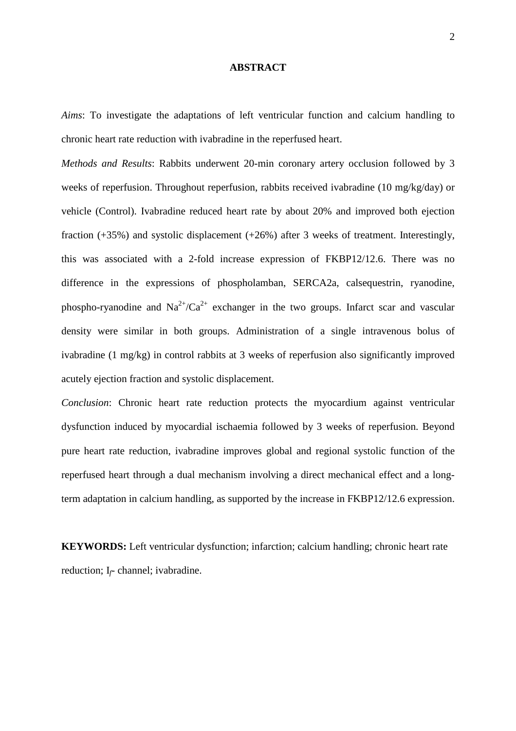## ABSTRACT

*Aims*: To investigate the adaptations of left ventricular function and calcium handling to chronic heart rate reduction with ivabradine in the reperfused heart.

*Methods and Results*: Rabbits underwent 20-min coronary artery occlusion followed by 3 weeks of reperfusion. Throughout reperfusion, rabbits received ivabradine (10 mg/kg/day) or vehicle (Control). Ivabradine reduced heart rate by about 20% and improved both ejection fraction (+35%) and systolic displacement (+26%) after 3 weeks of treatment. Interestingly, this was associated with a 2-fold increase expression of FKBP12/12.6. There was no difference in the expressions of phospholamban, SERCA2a, calsequestrin, ryanodine, phospho-ryanodine and $Na^{2+}/Ca^{2+}$ exchanger in the two groups. Infarct scar and vascular density were similar in both groups. Administration of a single intravenous bolus of ivabradine (1 mg/kg) in control rabbits at 3 weeks of reperfusion also significantly improved acutely ejection fraction and systolic displacement.

*Conclusion*: Chronic heart rate reduction protects the myocardium against ventricular dysfunction induced by myocardial ischaemia followed by 3 weeks of reperfusion. Beyond pure heart rate reduction, ivabradine improves global and regional systolic function of the reperfused heart through a dual mechanism involving a direct mechanical effect and a long-term adaptation in calcium handling, as supported by the increase in FKBP12/12.6 expression.

**KEYWORDS:** Left ventricular dysfunction; infarction; calcium handling; chronic heart rate reduction; $I_f$- channel; ivabradine.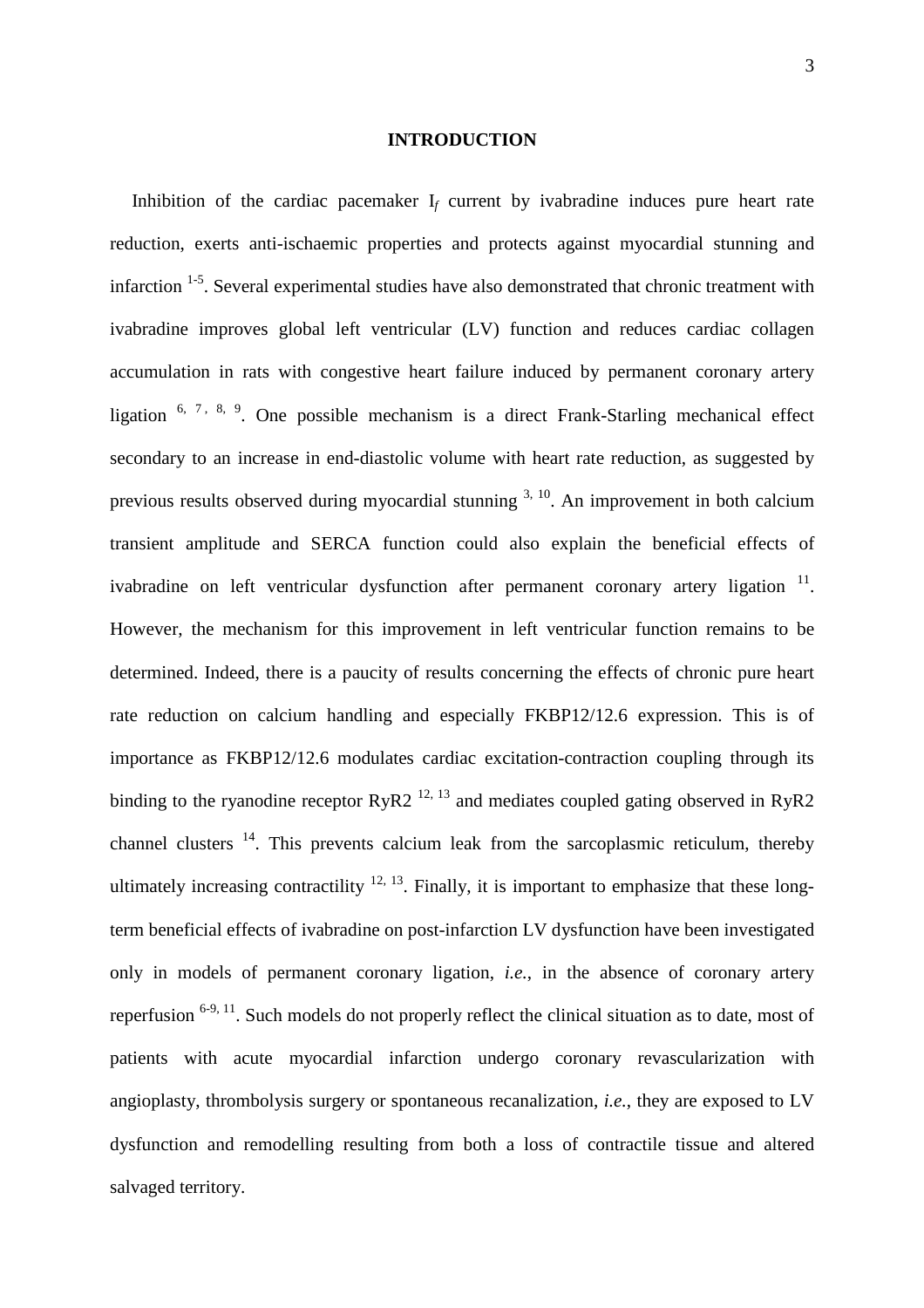## INTRODUCTION

Inhibition of the cardiac pacemaker $I_f$ current by ivabradine induces pure heart rate reduction, exerts anti-ischaemic properties and protects against myocardial stunning and infarction [1-5]. Several experimental studies have also demonstrated that chronic treatment with ivabradine improves global left ventricular (LV) function and reduces cardiac collagen accumulation in rats with congestive heart failure induced by permanent coronary artery ligation [6, 7, 8, 9]. One possible mechanism is a direct Frank-Starling mechanical effect secondary to an increase in end-diastolic volume with heart rate reduction, as suggested by previous results observed during myocardial stunning [3, 10]. An improvement in both calcium transient amplitude and SERCA function could also explain the beneficial effects of ivabradine on left ventricular dysfunction after permanent coronary artery ligation [11]. However, the mechanism for this improvement in left ventricular function remains to be determined. Indeed, there is a paucity of results concerning the effects of chronic pure heart rate reduction on calcium handling and especially FKBP12/12.6 expression. This is of importance as FKBP12/12.6 modulates cardiac excitation-contraction coupling through its binding to the ryanodine receptor RyR2 [12, 13] and mediates coupled gating observed in RyR2 channel clusters [14]. This prevents calcium leak from the sarcoplasmic reticulum, thereby ultimately increasing contractility [12, 13]. Finally, it is important to emphasize that these long-term beneficial effects of ivabradine on post-infarction LV dysfunction have been investigated only in models of permanent coronary ligation, *i.e.*, in the absence of coronary artery reperfusion [6-9, 11]. Such models do not properly reflect the clinical situation as to date, most of patients with acute myocardial infarction undergo coronary revascularization with angioplasty, thrombolysis surgery or spontaneous recanalization, *i.e.*, they are exposed to LV dysfunction and remodelling resulting from both a loss of contractile tissue and altered salvaged territory.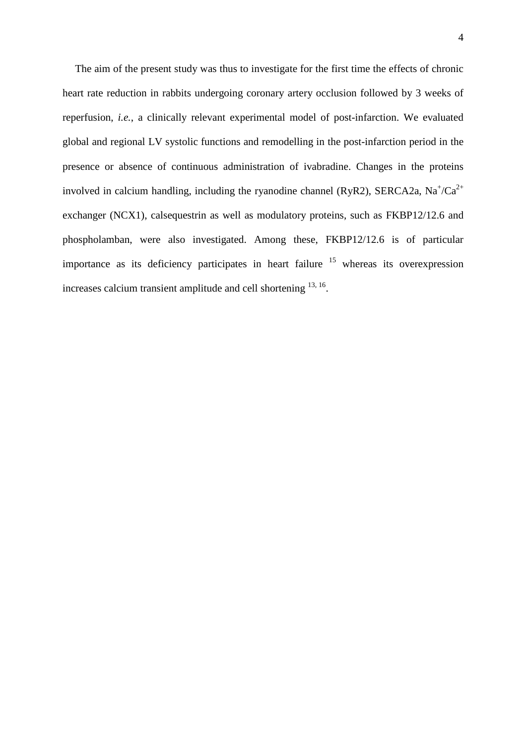The aim of the present study was thus to investigate for the first time the effects of chronic heart rate reduction in rabbits undergoing coronary artery occlusion followed by 3 weeks of reperfusion, *i.e.*, a clinically relevant experimental model of post-infarction. We evaluated global and regional LV systolic functions and remodelling in the post-infarction period in the presence or absence of continuous administration of ivabradine. Changes in the proteins involved in calcium handling, including the ryanodine channel (RyR2), SERCA2a, $Na^{+}/Ca^{2+}$ exchanger (NCX1), calsequestrin as well as modulatory proteins, such as FKBP12/12.6 and phospholamban, were also investigated. Among these, FKBP12/12.6 is of particular importance as its deficiency participates in heart failure [15] whereas its overexpression increases calcium transient amplitude and cell shortening [13, 16].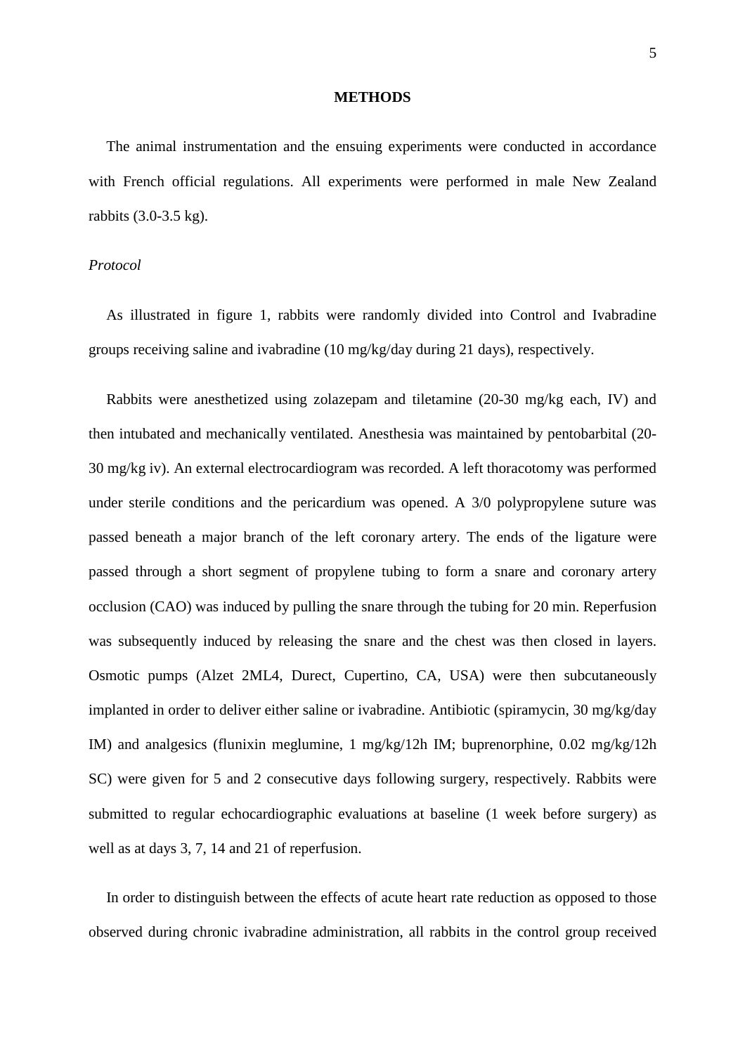## METHODS

The animal instrumentation and the ensuing experiments were conducted in accordance with French official regulations. All experiments were performed in male New Zealand rabbits (3.0-3.5 kg).

*Protocol*

As illustrated in figure 1, rabbits were randomly divided into Control and Ivabradine groups receiving saline and ivabradine (10 mg/kg/day during 21 days), respectively.

Rabbits were anesthetized using zolazepam and tiletamine (20-30 mg/kg each, IV) and then intubated and mechanically ventilated. Anesthesia was maintained by pentobarbital (20-30 mg/kg iv). An external electrocardiogram was recorded. A left thoracotomy was performed under sterile conditions and the pericardium was opened. A 3/0 polypropylene suture was passed beneath a major branch of the left coronary artery. The ends of the ligature were passed through a short segment of propylene tubing to form a snare and coronary artery occlusion (CAO) was induced by pulling the snare through the tubing for 20 min. Reperfusion was subsequently induced by releasing the snare and the chest was then closed in layers. Osmotic pumps (Alzet 2ML4, Durect, Cupertino, CA, USA) were then subcutaneously implanted in order to deliver either saline or ivabradine. Antibiotic (spiramycin, 30 mg/kg/day IM) and analgesics (flunixin meglumine, 1 mg/kg/12h IM; buprenorphine, 0.02 mg/kg/12h SC) were given for 5 and 2 consecutive days following surgery, respectively. Rabbits were submitted to regular echocardiographic evaluations at baseline (1 week before surgery) as well as at days 3, 7, 14 and 21 of reperfusion.

In order to distinguish between the effects of acute heart rate reduction as opposed to those observed during chronic ivabradine administration, all rabbits in the control group received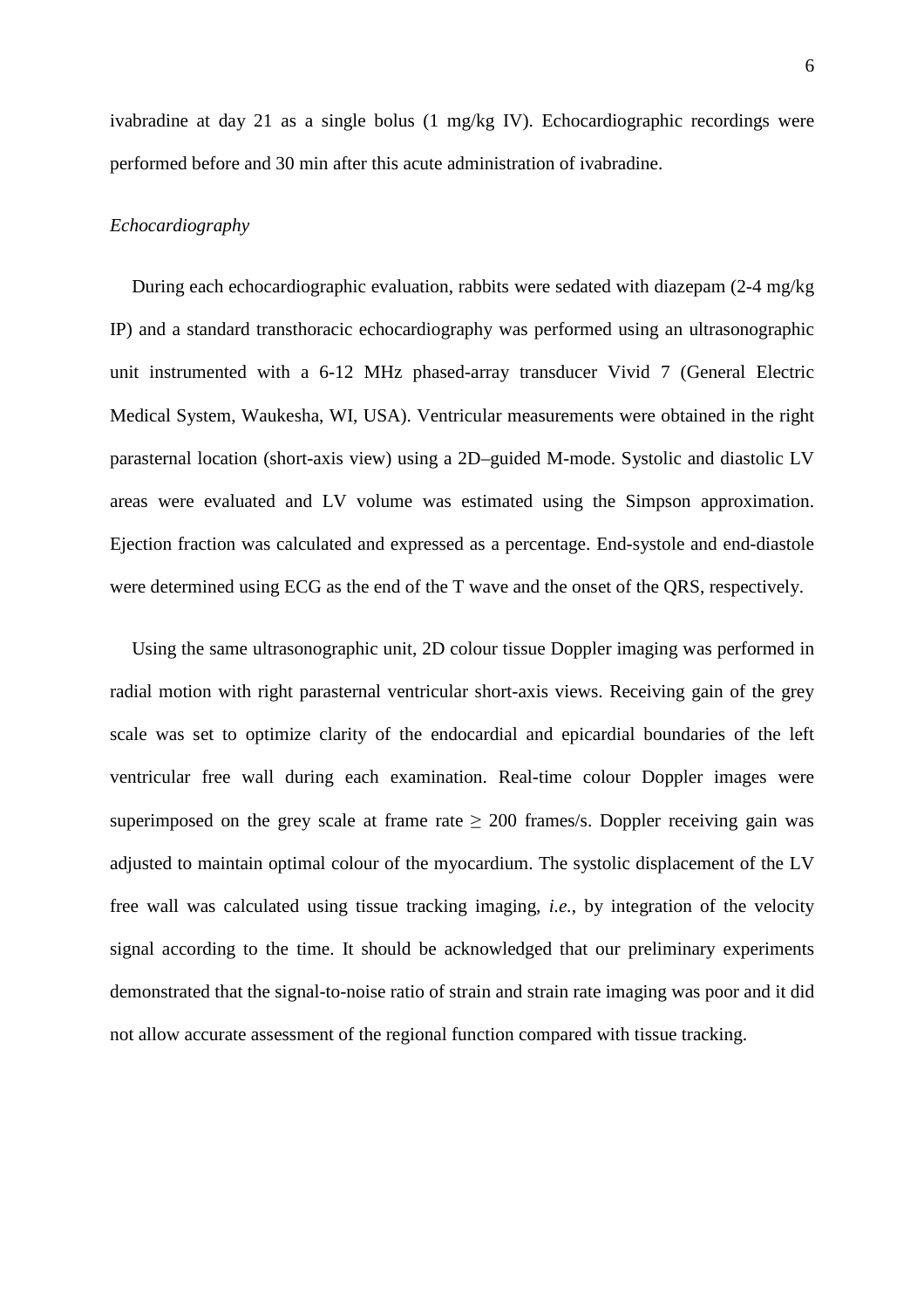ivabradine at day 21 as a single bolus (1 mg/kg IV). Echocardiographic recordings were performed before and 30 min after this acute administration of ivabradine.

*Echocardiography*

During each echocardiographic evaluation, rabbits were sedated with diazepam (2-4 mg/kg IP) and a standard transthoracic echocardiography was performed using an ultrasonographic unit instrumented with a 6-12 MHz phased-array transducer Vivid 7 (General Electric Medical System, Waukesha, WI, USA). Ventricular measurements were obtained in the right parasternal location (short-axis view) using a 2D–guided M-mode. Systolic and diastolic LV areas were evaluated and LV volume was estimated using the Simpson approximation. Ejection fraction was calculated and expressed as a percentage. End-systole and end-diastole were determined using ECG as the end of the T wave and the onset of the QRS, respectively.

Using the same ultrasonographic unit, 2D colour tissue Doppler imaging was performed in radial motion with right parasternal ventricular short-axis views. Receiving gain of the grey scale was set to optimize clarity of the endocardial and epicardial boundaries of the left ventricular free wall during each examination. Real-time colour Doppler images were superimposed on the grey scale at frame rate $\geq$ 200 frames/s. Doppler receiving gain was adjusted to maintain optimal colour of the myocardium. The systolic displacement of the LV free wall was calculated using tissue tracking imaging, *i.e.*, by integration of the velocity signal according to the time. It should be acknowledged that our preliminary experiments demonstrated that the signal-to-noise ratio of strain and strain rate imaging was poor and it did not allow accurate assessment of the regional function compared with tissue tracking.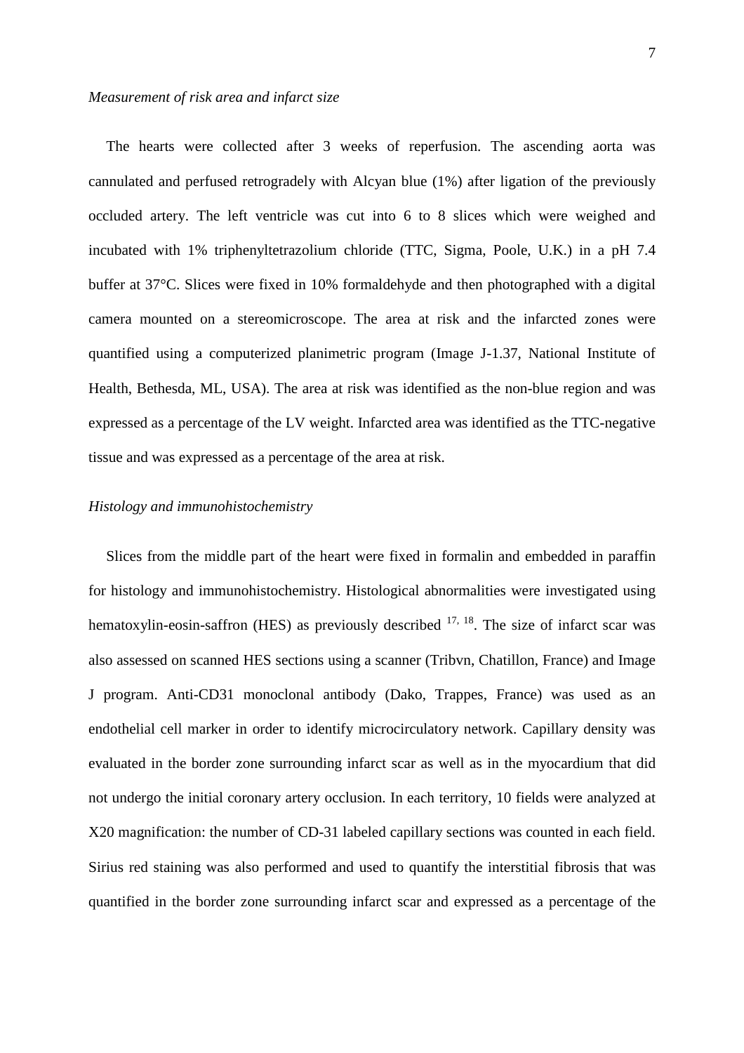*Measurement of risk area and infarct size*

The hearts were collected after 3 weeks of reperfusion. The ascending aorta was cannulated and perfused retrogradely with Alcyan blue (1%) after ligation of the previously occluded artery. The left ventricle was cut into 6 to 8 slices which were weighed and incubated with 1% triphenyltetrazolium chloride (TTC, Sigma, Poole, U.K.) in a pH 7.4 buffer at 37°C. Slices were fixed in 10% formaldehyde and then photographed with a digital camera mounted on a stereomicroscope. The area at risk and the infarcted zones were quantified using a computerized planimetric program (Image J-1.37, National Institute of Health, Bethesda, ML, USA). The area at risk was identified as the non-blue region and was expressed as a percentage of the LV weight. Infarcted area was identified as the TTC-negative tissue and was expressed as a percentage of the area at risk.

*Histology and immunohistochemistry*

Slices from the middle part of the heart were fixed in formalin and embedded in paraffin for histology and immunohistochemistry. Histological abnormalities were investigated using hematoxylin-eosin-saffron (HES) as previously described [17, 18]. The size of infarct scar was also assessed on scanned HES sections using a scanner (Tribvn, Chatillon, France) and Image J program. Anti-CD31 monoclonal antibody (Dako, Trappes, France) was used as an endothelial cell marker in order to identify microcirculatory network. Capillary density was evaluated in the border zone surrounding infarct scar as well as in the myocardium that did not undergo the initial coronary artery occlusion. In each territory, 10 fields were analyzed at X20 magnification: the number of CD-31 labeled capillary sections was counted in each field. Sirius red staining was also performed and used to quantify the interstitial fibrosis that was quantified in the border zone surrounding infarct scar and expressed as a percentage of the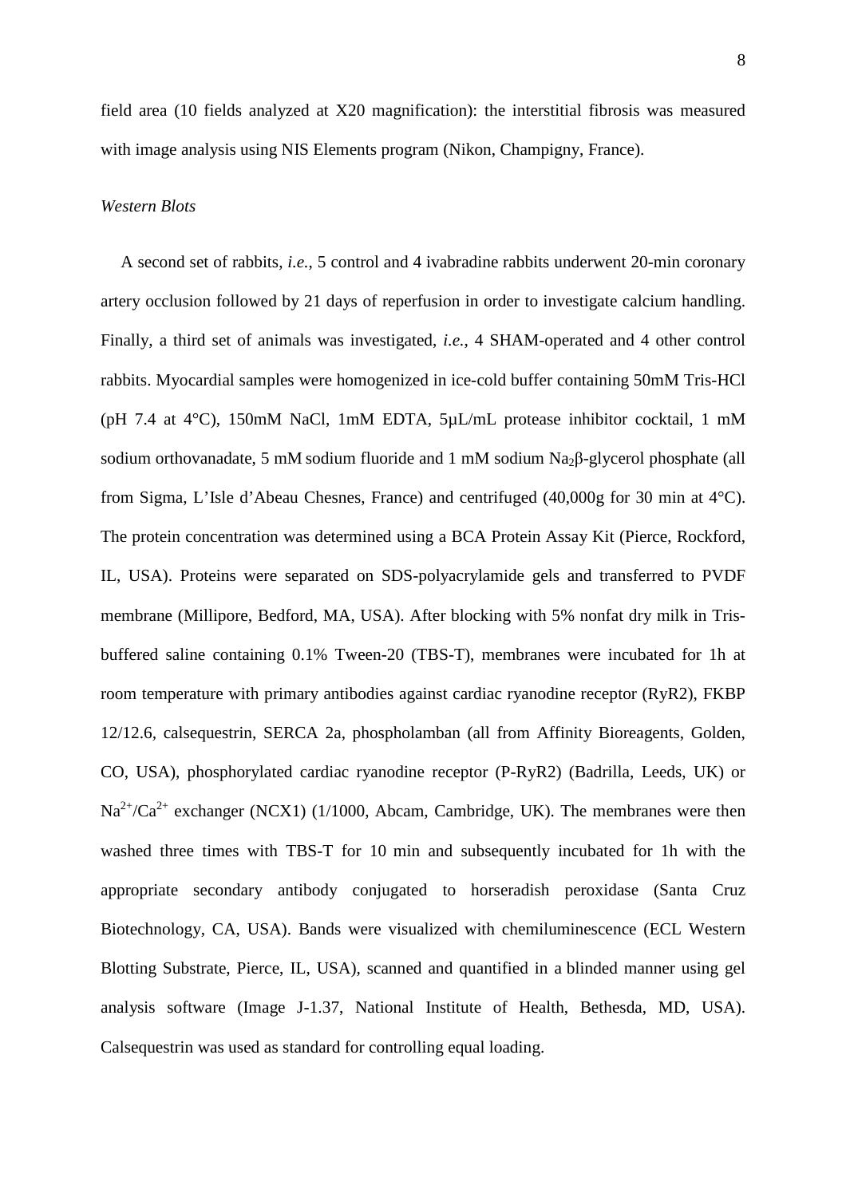field area (10 fields analyzed at X20 magnification): the interstitial fibrosis was measured with image analysis using NIS Elements program (Nikon, Champigny, France).

*Western Blots*

A second set of rabbits, *i.e.*, 5 control and 4 ivabradine rabbits underwent 20-min coronary artery occlusion followed by 21 days of reperfusion in order to investigate calcium handling. Finally, a third set of animals was investigated, *i.e.*, 4 SHAM-operated and 4 other control rabbits. Myocardial samples were homogenized in ice-cold buffer containing 50mM Tris-HCl (pH 7.4 at 4°C), 150mM NaCl, 1mM EDTA, 5µL/mL protease inhibitor cocktail, 1 mM sodium orthovanadate, 5 mM sodium fluoride and 1 mM sodium $Na_2\beta$-glycerol phosphate (all from Sigma, L'Isle d'Abeau Chesnes, France) and centrifuged (40,000g for 30 min at 4°C). The protein concentration was determined using a BCA Protein Assay Kit (Pierce, Rockford, IL, USA). Proteins were separated on SDS-polyacrylamide gels and transferred to PVDF membrane (Millipore, Bedford, MA, USA). After blocking with 5% nonfat dry milk in Tris-buffered saline containing 0.1% Tween-20 (TBS-T), membranes were incubated for 1h at room temperature with primary antibodies against cardiac ryanodine receptor (RyR2), FKBP 12/12.6, calsequestrin, SERCA 2a, phospholamban (all from Affinity Bioreagents, Golden, CO, USA), phosphorylated cardiac ryanodine receptor (P-RyR2) (Badrilla, Leeds, UK) or $Na^{2+}/Ca^{2+}$ exchanger (NCX1) (1/1000, Abcam, Cambridge, UK). The membranes were then washed three times with TBS-T for 10 min and subsequently incubated for 1h with the appropriate secondary antibody conjugated to horseradish peroxidase (Santa Cruz Biotechnology, CA, USA). Bands were visualized with chemiluminescence (ECL Western Blotting Substrate, Pierce, IL, USA), scanned and quantified in a blinded manner using gel analysis software (Image J-1.37, National Institute of Health, Bethesda, MD, USA). Calsequestrin was used as standard for controlling equal loading.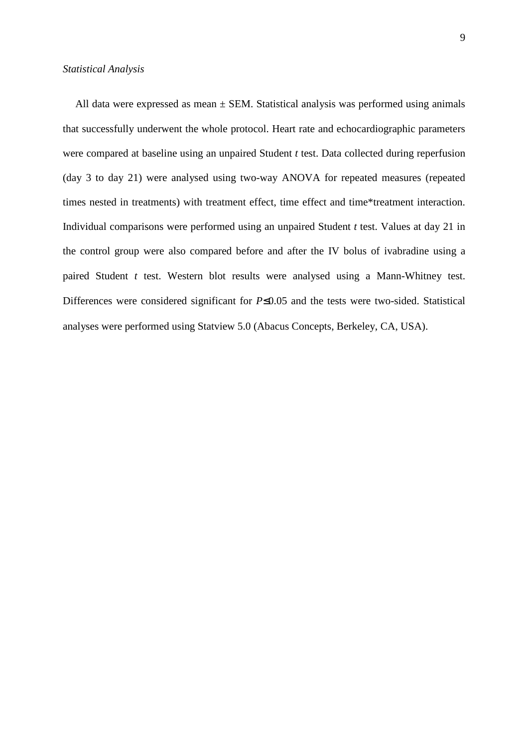*Statistical Analysis*

All data were expressed as mean ± SEM. Statistical analysis was performed using animals that successfully underwent the whole protocol. Heart rate and echocardiographic parameters were compared at baseline using an unpaired Student *t* test. Data collected during reperfusion (day 3 to day 21) were analysed using two-way ANOVA for repeated measures (repeated times nested in treatments) with treatment effect, time effect and time*treatment interaction. Individual comparisons were performed using an unpaired Student *t* test. Values at day 21 in the control group were also compared before and after the IV bolus of ivabradine using a paired Student *t* test. Western blot results were analysed using a Mann-Whitney test. Differences were considered significant for $P \leq 0.05$ and the tests were two-sided. Statistical analyses were performed using Statview 5.0 (Abacus Concepts, Berkeley, CA, USA).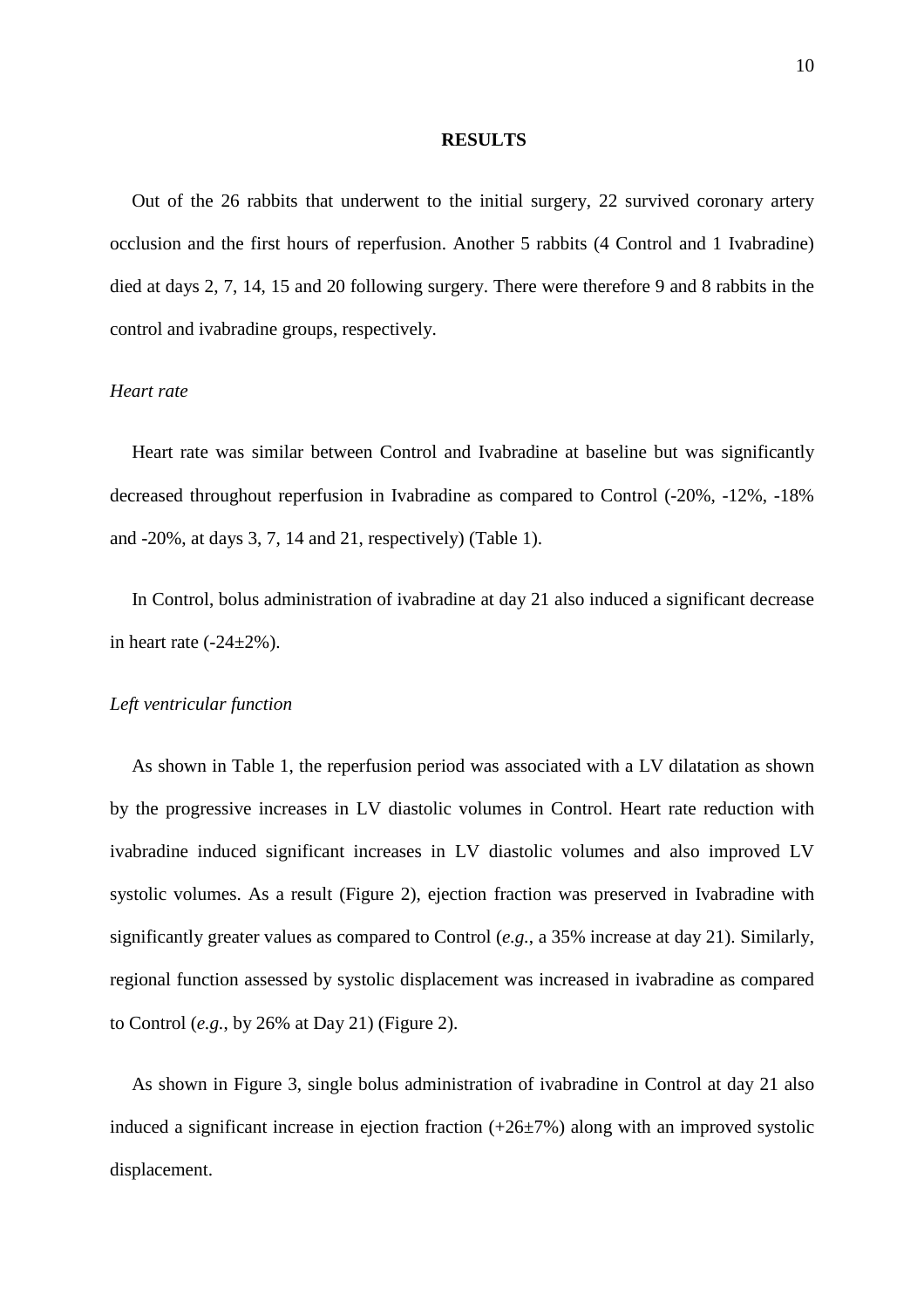## RESULTS

Out of the 26 rabbits that underwent to the initial surgery, 22 survived coronary artery occlusion and the first hours of reperfusion. Another 5 rabbits (4 Control and 1 Ivabradine) died at days 2, 7, 14, 15 and 20 following surgery. There were therefore 9 and 8 rabbits in the control and ivabradine groups, respectively.

### *Heart rate*

Heart rate was similar between Control and Ivabradine at baseline but was significantly decreased throughout reperfusion in Ivabradine as compared to Control (-20%, -12%, -18% and -20%, at days 3, 7, 14 and 21, respectively) (Table 1).

In Control, bolus administration of ivabradine at day 21 also induced a significant decrease in heart rate (-24±2%).

### *Left ventricular function*

As shown in Table 1, the reperfusion period was associated with a LV dilatation as shown by the progressive increases in LV diastolic volumes in Control. Heart rate reduction with ivabradine induced significant increases in LV diastolic volumes and also improved LV systolic volumes. As a result (Figure 2), ejection fraction was preserved in Ivabradine with significantly greater values as compared to Control (*e.g.*, a 35% increase at day 21). Similarly, regional function assessed by systolic displacement was increased in ivabradine as compared to Control (*e.g.*, by 26% at Day 21) (Figure 2).

As shown in Figure 3, single bolus administration of ivabradine in Control at day 21 also induced a significant increase in ejection fraction (+26±7%) along with an improved systolic displacement.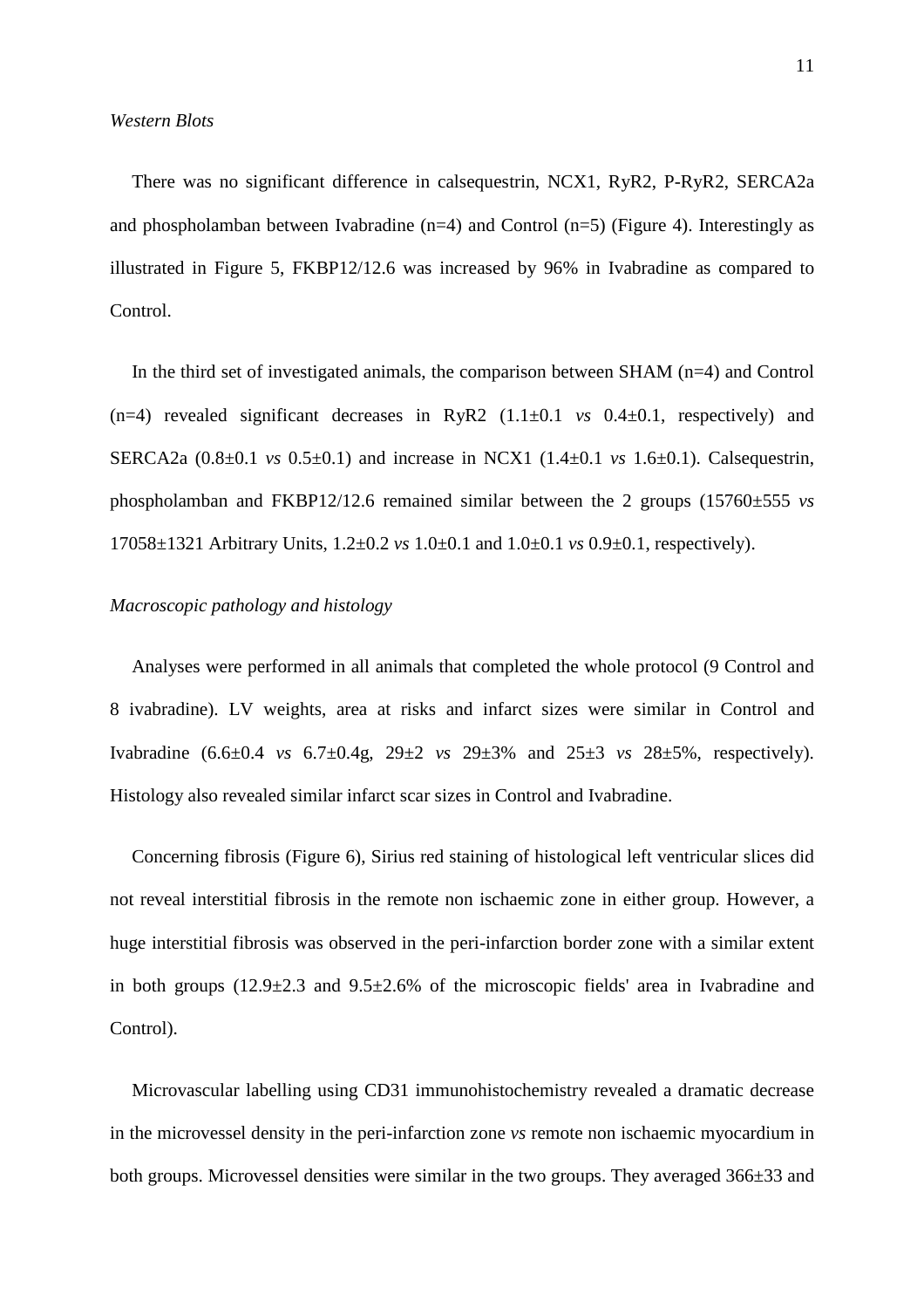*Western Blots*

There was no significant difference in calsequestrin, NCX1, RyR2, P-RyR2, SERCA2a and phospholamban between Ivabradine (n=4) and Control (n=5) (Figure 4). Interestingly as illustrated in Figure 5, FKBP12/12.6 was increased by 96% in Ivabradine as compared to Control.

In the third set of investigated animals, the comparison between SHAM (n=4) and Control (n=4) revealed significant decreases in RyR2 (1.1±0.1 *vs* 0.4±0.1, respectively) and SERCA2a (0.8±0.1 *vs* 0.5±0.1) and increase in NCX1 (1.4±0.1 *vs* 1.6±0.1). Calsequestrin, phospholamban and FKBP12/12.6 remained similar between the 2 groups (15760±555 *vs* 17058±1321 Arbitrary Units, 1.2±0.2 *vs* 1.0±0.1 and 1.0±0.1 *vs* 0.9±0.1, respectively).

*Macroscopic pathology and histology*

Analyses were performed in all animals that completed the whole protocol (9 Control and 8 ivabradine). LV weights, area at risks and infarct sizes were similar in Control and Ivabradine (6.6±0.4 *vs* 6.7±0.4g, 29±2 *vs* 29±3% and 25±3 *vs* 28±5%, respectively). Histology also revealed similar infarct scar sizes in Control and Ivabradine.

Concerning fibrosis (Figure 6), Sirius red staining of histological left ventricular slices did not reveal interstitial fibrosis in the remote non ischaemic zone in either group. However, a huge interstitial fibrosis was observed in the peri-infarction border zone with a similar extent in both groups (12.9±2.3 and 9.5±2.6% of the microscopic fields' area in Ivabradine and Control).

Microvascular labelling using CD31 immunohistochemistry revealed a dramatic decrease in the microvessel density in the peri-infarction zone *vs* remote non ischaemic myocardium in both groups. Microvessel densities were similar in the two groups. They averaged 366±33 and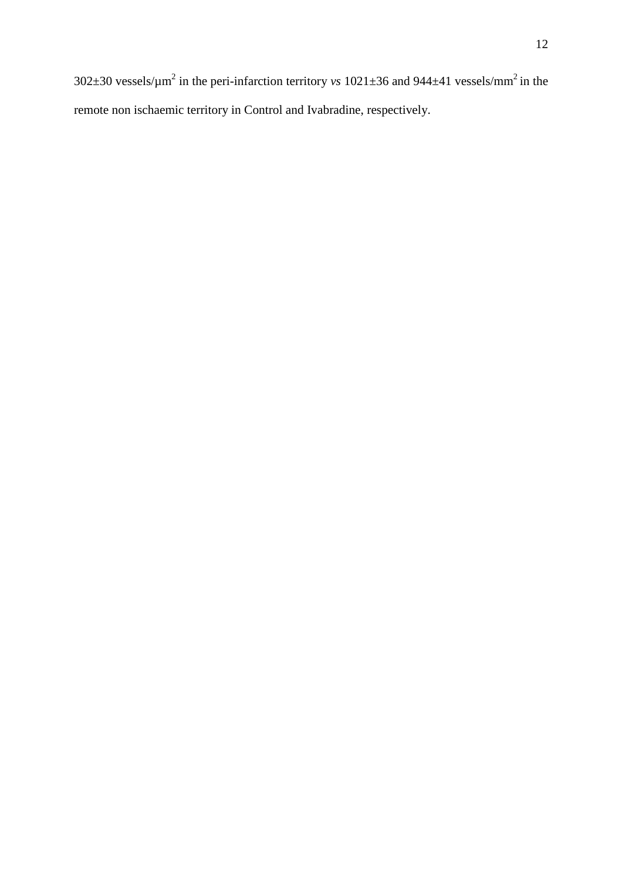302±30 vessels/µm$^2$ in the peri-infarction territory *vs* 1021±36 and 944±41 vessels/mm$^2$ in the remote non ischaemic territory in Control and Ivabradine, respectively.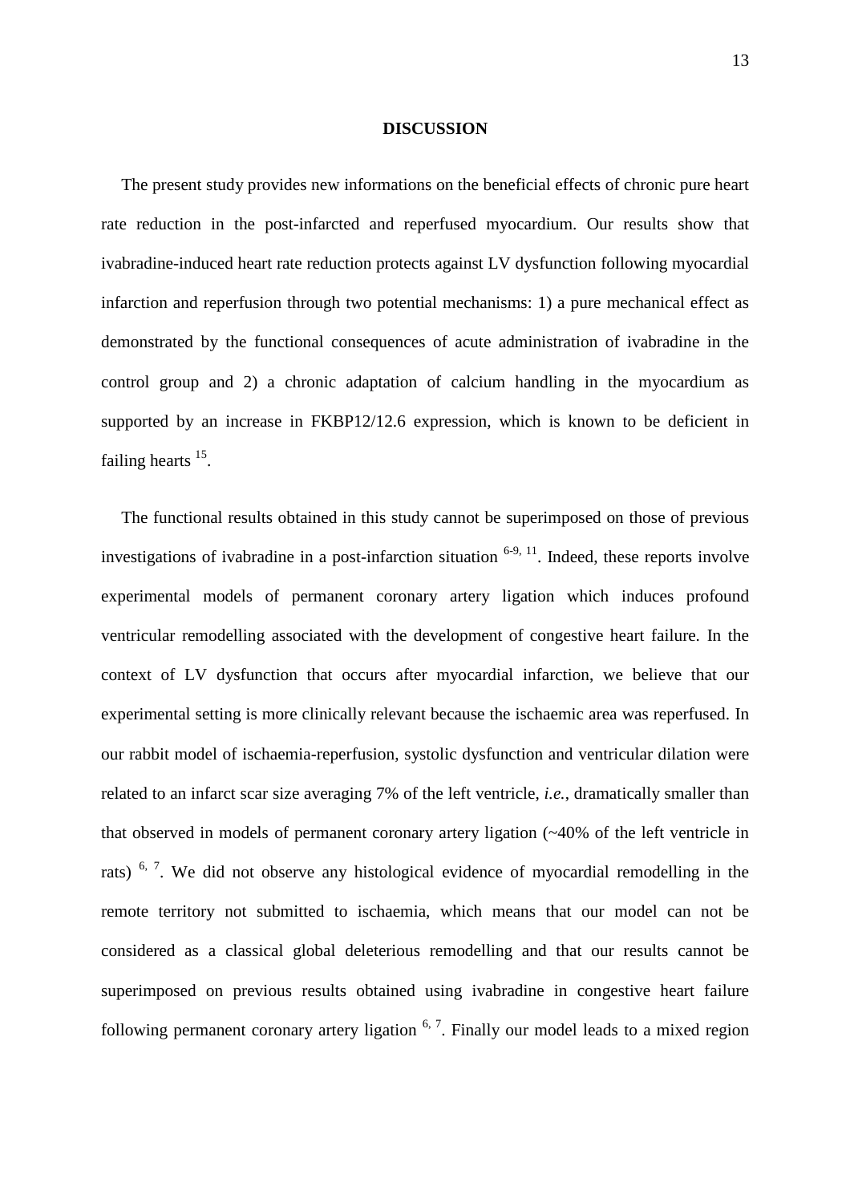## DISCUSSION

The present study provides new informations on the beneficial effects of chronic pure heart rate reduction in the post-infarcted and reperfused myocardium. Our results show that ivabradine-induced heart rate reduction protects against LV dysfunction following myocardial infarction and reperfusion through two potential mechanisms: 1) a pure mechanical effect as demonstrated by the functional consequences of acute administration of ivabradine in the control group and 2) a chronic adaptation of calcium handling in the myocardium as supported by an increase in FKBP12/12.6 expression, which is known to be deficient in failing hearts [15].

The functional results obtained in this study cannot be superimposed on those of previous investigations of ivabradine in a post-infarction situation [6-9, 11]. Indeed, these reports involve experimental models of permanent coronary artery ligation which induces profound ventricular remodelling associated with the development of congestive heart failure. In the context of LV dysfunction that occurs after myocardial infarction, we believe that our experimental setting is more clinically relevant because the ischaemic area was reperfused. In our rabbit model of ischaemia-reperfusion, systolic dysfunction and ventricular dilation were related to an infarct scar size averaging 7% of the left ventricle, *i.e.*, dramatically smaller than that observed in models of permanent coronary artery ligation (~40% of the left ventricle in rats) [6, 7]. We did not observe any histological evidence of myocardial remodelling in the remote territory not submitted to ischaemia, which means that our model can not be considered as a classical global deleterious remodelling and that our results cannot be superimposed on previous results obtained using ivabradine in congestive heart failure following permanent coronary artery ligation [6, 7]. Finally our model leads to a mixed region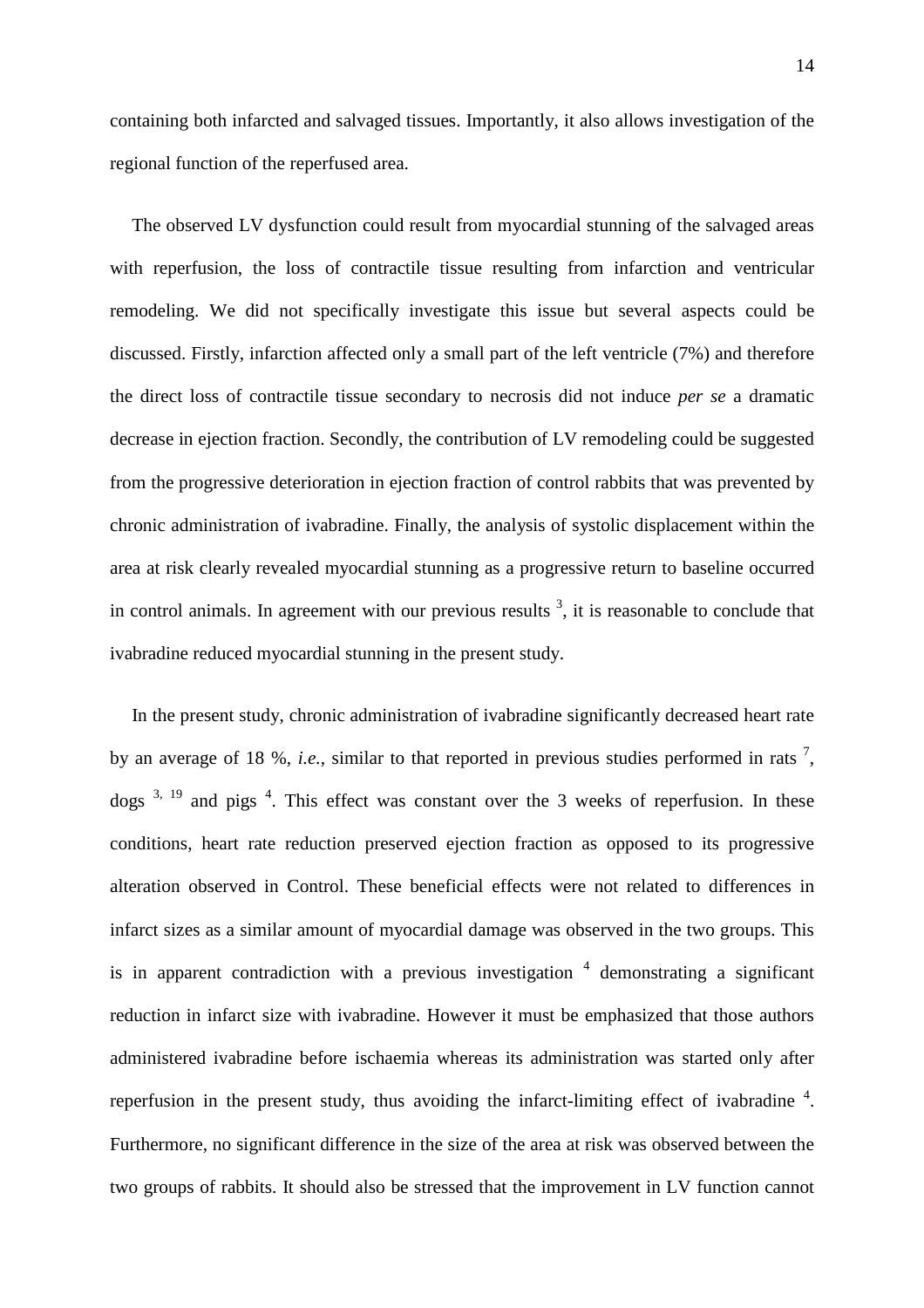containing both infarcted and salvaged tissues. Importantly, it also allows investigation of the regional function of the reperfused area.

The observed LV dysfunction could result from myocardial stunning of the salvaged areas with reperfusion, the loss of contractile tissue resulting from infarction and ventricular remodeling. We did not specifically investigate this issue but several aspects could be discussed. Firstly, infarction affected only a small part of the left ventricle (7%) and therefore the direct loss of contractile tissue secondary to necrosis did not induce *per se* a dramatic decrease in ejection fraction. Secondly, the contribution of LV remodeling could be suggested from the progressive deterioration in ejection fraction of control rabbits that was prevented by chronic administration of ivabradine. Finally, the analysis of systolic displacement within the area at risk clearly revealed myocardial stunning as a progressive return to baseline occurred in control animals. In agreement with our previous results [3], it is reasonable to conclude that ivabradine reduced myocardial stunning in the present study.

In the present study, chronic administration of ivabradine significantly decreased heart rate by an average of 18 %, *i.e.*, similar to that reported in previous studies performed in rats [7], dogs [3, 19] and pigs [4]. This effect was constant over the 3 weeks of reperfusion. In these conditions, heart rate reduction preserved ejection fraction as opposed to its progressive alteration observed in Control. These beneficial effects were not related to differences in infarct sizes as a similar amount of myocardial damage was observed in the two groups. This is in apparent contradiction with a previous investigation [4] demonstrating a significant reduction in infarct size with ivabradine. However it must be emphasized that those authors administered ivabradine before ischaemia whereas its administration was started only after reperfusion in the present study, thus avoiding the infarct-limiting effect of ivabradine [4]. Furthermore, no significant difference in the size of the area at risk was observed between the two groups of rabbits. It should also be stressed that the improvement in LV function cannot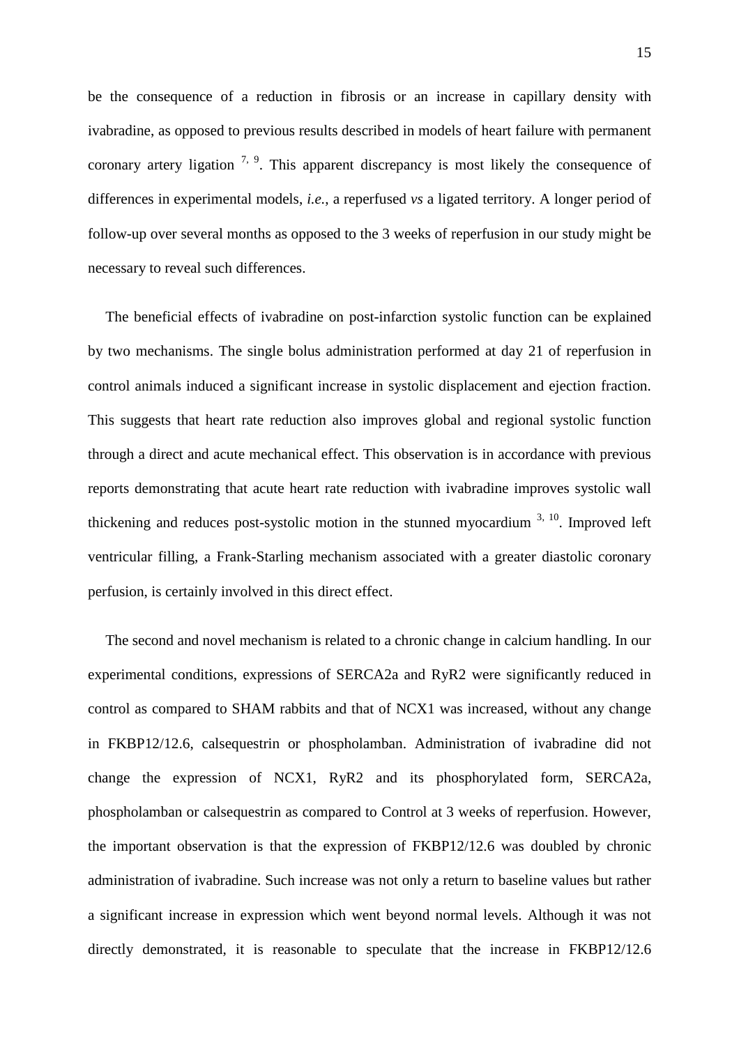be the consequence of a reduction in fibrosis or an increase in capillary density with ivabradine, as opposed to previous results described in models of heart failure with permanent coronary artery ligation [7, 9]. This apparent discrepancy is most likely the consequence of differences in experimental models, *i.e.*, a reperfused *vs* a ligated territory. A longer period of follow-up over several months as opposed to the 3 weeks of reperfusion in our study might be necessary to reveal such differences.

The beneficial effects of ivabradine on post-infarction systolic function can be explained by two mechanisms. The single bolus administration performed at day 21 of reperfusion in control animals induced a significant increase in systolic displacement and ejection fraction. This suggests that heart rate reduction also improves global and regional systolic function through a direct and acute mechanical effect. This observation is in accordance with previous reports demonstrating that acute heart rate reduction with ivabradine improves systolic wall thickening and reduces post-systolic motion in the stunned myocardium [3, 10]. Improved left ventricular filling, a Frank-Starling mechanism associated with a greater diastolic coronary perfusion, is certainly involved in this direct effect.

The second and novel mechanism is related to a chronic change in calcium handling. In our experimental conditions, expressions of SERCA2a and RyR2 were significantly reduced in control as compared to SHAM rabbits and that of NCX1 was increased, without any change in FKBP12/12.6, calsequestrin or phospholamban. Administration of ivabradine did not change the expression of NCX1, RyR2 and its phosphorylated form, SERCA2a, phospholamban or calsequestrin as compared to Control at 3 weeks of reperfusion. However, the important observation is that the expression of FKBP12/12.6 was doubled by chronic administration of ivabradine. Such increase was not only a return to baseline values but rather a significant increase in expression which went beyond normal levels. Although it was not directly demonstrated, it is reasonable to speculate that the increase in FKBP12/12.6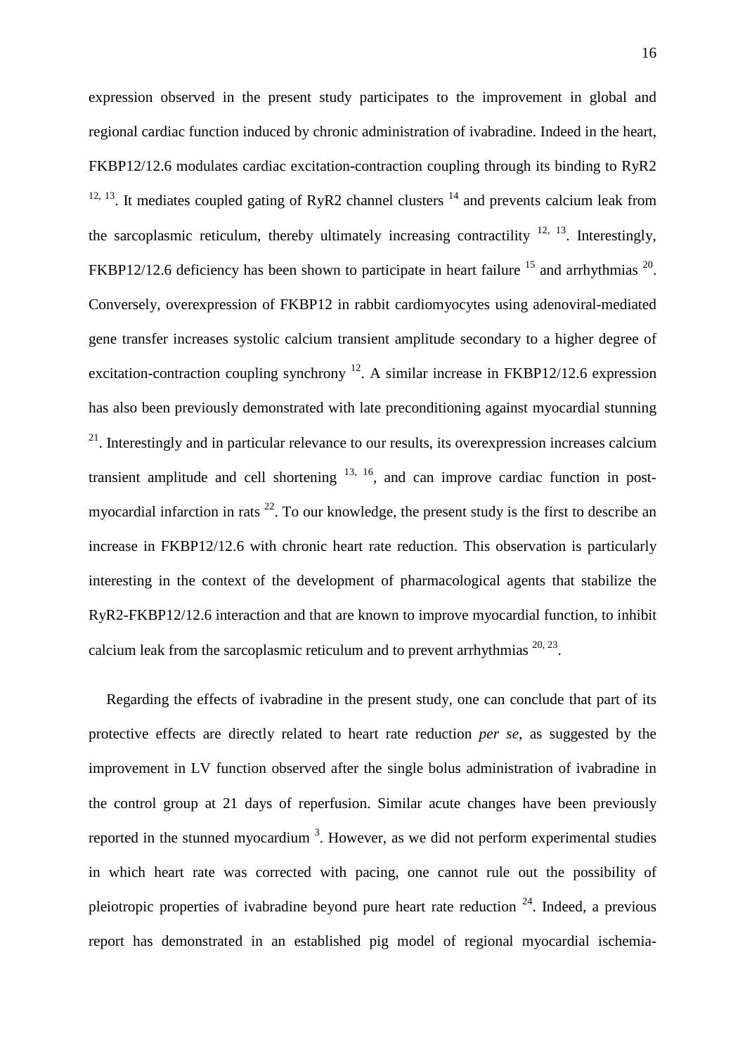expression observed in the present study participates to the improvement in global and regional cardiac function induced by chronic administration of ivabradine. Indeed in the heart, FKBP12/12.6 modulates cardiac excitation-contraction coupling through its binding to RyR2 [12, 13]. It mediates coupled gating of RyR2 channel clusters [14] and prevents calcium leak from the sarcoplasmic reticulum, thereby ultimately increasing contractility [12, 13]. Interestingly, FKBP12/12.6 deficiency has been shown to participate in heart failure [15] and arrhythmias [20]. Conversely, overexpression of FKBP12 in rabbit cardiomyocytes using adenoviral-mediated gene transfer increases systolic calcium transient amplitude secondary to a higher degree of excitation-contraction coupling synchrony [12]. A similar increase in FKBP12/12.6 expression has also been previously demonstrated with late preconditioning against myocardial stunning [21]. Interestingly and in particular relevance to our results, its overexpression increases calcium transient amplitude and cell shortening [13, 16], and can improve cardiac function in post-myocardial infarction in rats [22]. To our knowledge, the present study is the first to describe an increase in FKBP12/12.6 with chronic heart rate reduction. This observation is particularly interesting in the context of the development of pharmacological agents that stabilize the RyR2-FKBP12/12.6 interaction and that are known to improve myocardial function, to inhibit calcium leak from the sarcoplasmic reticulum and to prevent arrhythmias [20, 23].

Regarding the effects of ivabradine in the present study, one can conclude that part of its protective effects are directly related to heart rate reduction *per se*, as suggested by the improvement in LV function observed after the single bolus administration of ivabradine in the control group at 21 days of reperfusion. Similar acute changes have been previously reported in the stunned myocardium [3]. However, as we did not perform experimental studies in which heart rate was corrected with pacing, one cannot rule out the possibility of pleiotropic properties of ivabradine beyond pure heart rate reduction [24]. Indeed, a previous report has demonstrated in an established pig model of regional myocardial ischemia-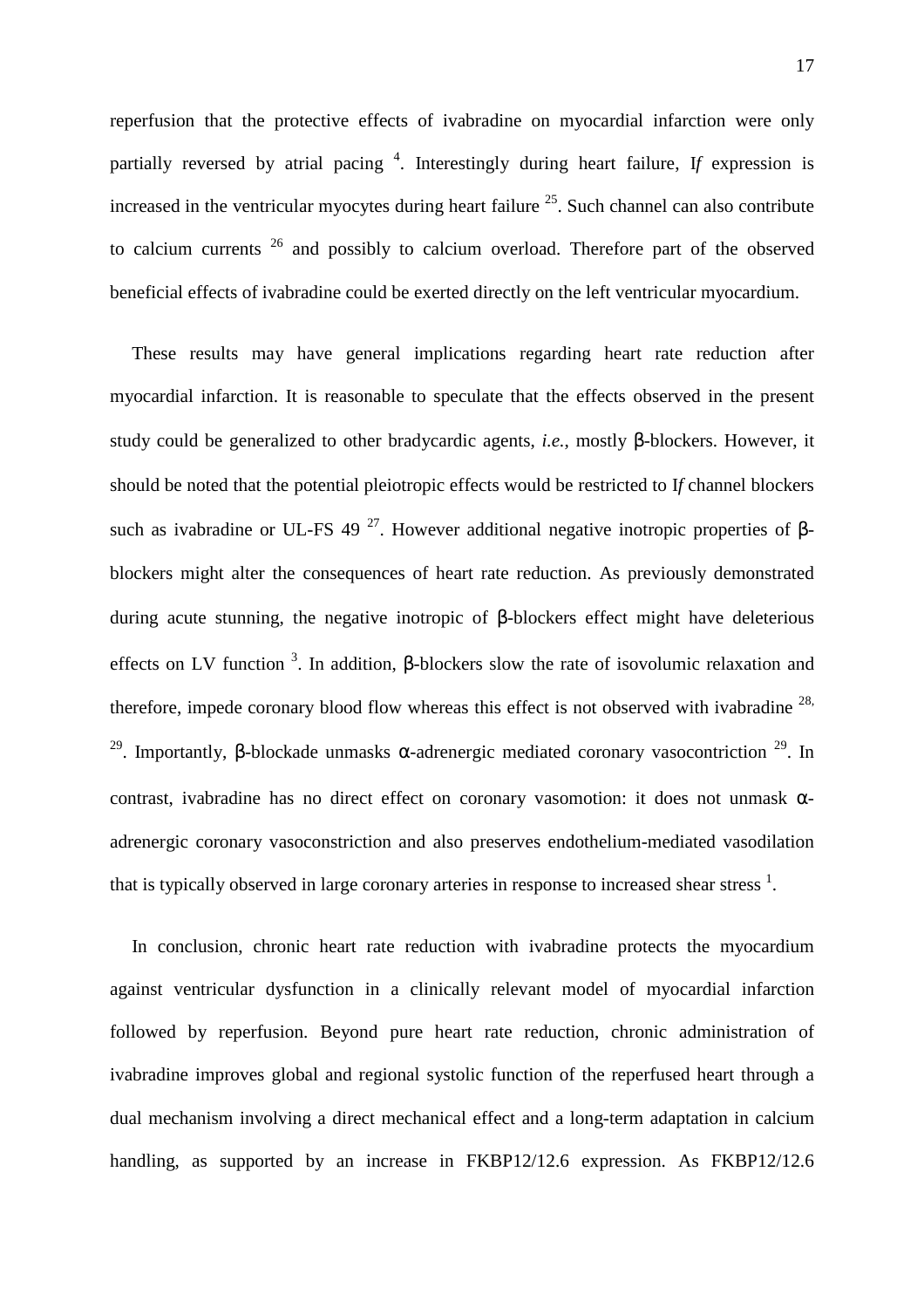reperfusion that the protective effects of ivabradine on myocardial infarction were only partially reversed by atrial pacing [4]. Interestingly during heart failure, I*f* expression is increased in the ventricular myocytes during heart failure [25]. Such channel can also contribute to calcium currents [26] and possibly to calcium overload. Therefore part of the observed beneficial effects of ivabradine could be exerted directly on the left ventricular myocardium.

These results may have general implications regarding heart rate reduction after myocardial infarction. It is reasonable to speculate that the effects observed in the present study could be generalized to other bradycardic agents, *i.e.*, mostly β-blockers. However, it should be noted that the potential pleiotropic effects would be restricted to I*f* channel blockers such as ivabradine or UL-FS 49 [27]. However additional negative inotropic properties of β-blockers might alter the consequences of heart rate reduction. As previously demonstrated during acute stunning, the negative inotropic of β-blockers effect might have deleterious effects on LV function [3]. In addition, β-blockers slow the rate of isovolumic relaxation and therefore, impede coronary blood flow whereas this effect is not observed with ivabradine [28, 29]. Importantly, β-blockade unmasks α-adrenergic mediated coronary vasocontriction [29]. In contrast, ivabradine has no direct effect on coronary vasomotion: it does not unmask α-adrenergic coronary vasoconstriction and also preserves endothelium-mediated vasodilation that is typically observed in large coronary arteries in response to increased shear stress [1].

In conclusion, chronic heart rate reduction with ivabradine protects the myocardium against ventricular dysfunction in a clinically relevant model of myocardial infarction followed by reperfusion. Beyond pure heart rate reduction, chronic administration of ivabradine improves global and regional systolic function of the reperfused heart through a dual mechanism involving a direct mechanical effect and a long-term adaptation in calcium handling, as supported by an increase in FKBP12/12.6 expression. As FKBP12/12.6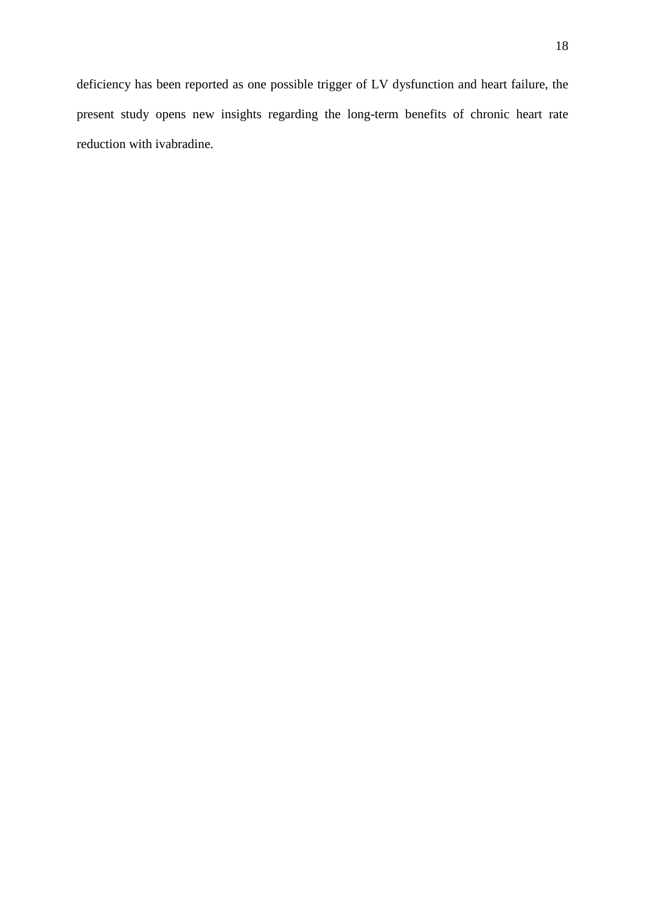deficiency has been reported as one possible trigger of LV dysfunction and heart failure, the present study opens new insights regarding the long-term benefits of chronic heart rate reduction with ivabradine.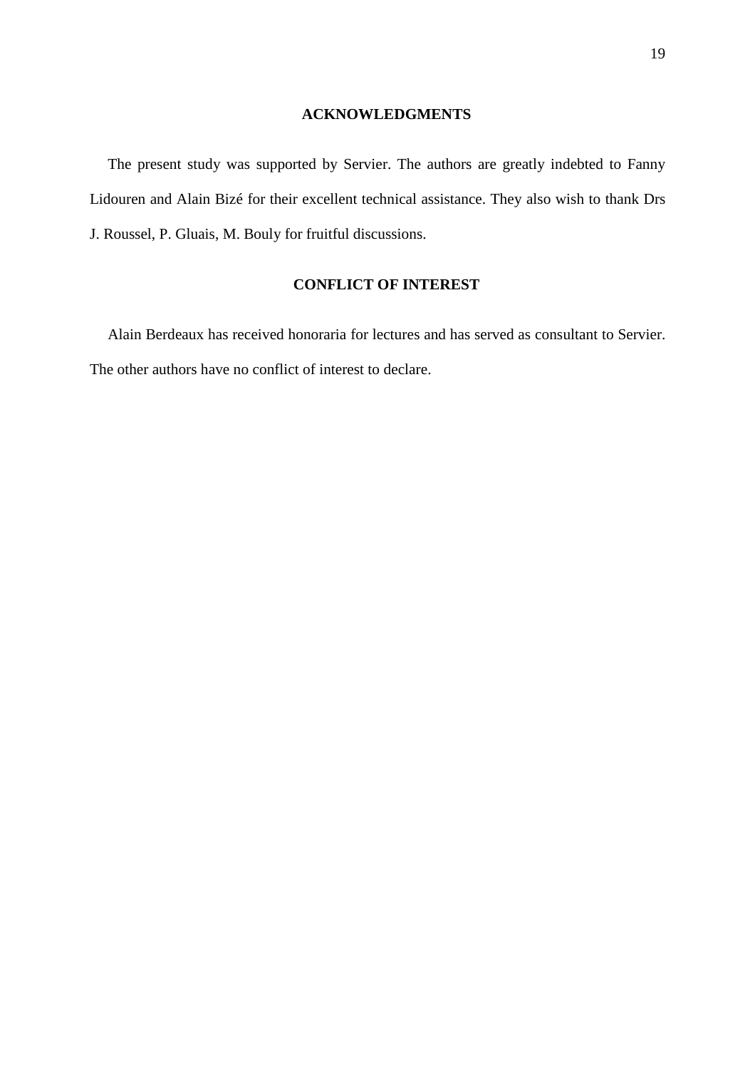## ACKNOWLEDGMENTS

The present study was supported by Servier. The authors are greatly indebted to Fanny Lidouren and Alain Bizé for their excellent technical assistance. They also wish to thank Drs J. Roussel, P. Gluais, M. Bouly for fruitful discussions.

## CONFLICT OF INTEREST

Alain Berdeaux has received honoraria for lectures and has served as consultant to Servier. The other authors have no conflict of interest to declare.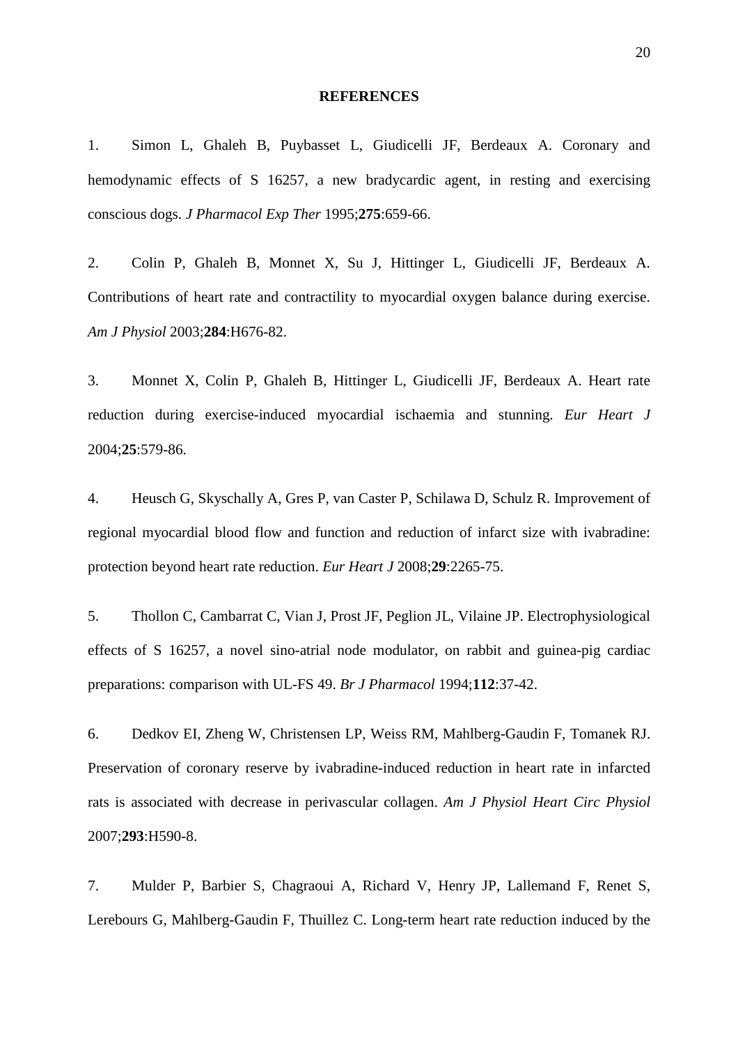## REFERENCES

1. Simon L, Ghaleh B, Puybasset L, Giudicelli JF, Berdeaux A. Coronary and hemodynamic effects of S 16257, a new bradycardic agent, in resting and exercising conscious dogs. *J Pharmacol Exp Ther* 1995;**275**:659-66.

2. Colin P, Ghaleh B, Monnet X, Su J, Hittinger L, Giudicelli JF, Berdeaux A. Contributions of heart rate and contractility to myocardial oxygen balance during exercise. *Am J Physiol* 2003;**284**:H676-82.

3. Monnet X, Colin P, Ghaleh B, Hittinger L, Giudicelli JF, Berdeaux A. Heart rate reduction during exercise-induced myocardial ischaemia and stunning. *Eur Heart J* 2004;**25**:579-86.

4. Heusch G, Skyschally A, Gres P, van Caster P, Schilawa D, Schulz R. Improvement of regional myocardial blood flow and function and reduction of infarct size with ivabradine: protection beyond heart rate reduction. *Eur Heart J* 2008;**29**:2265-75.

5. Thollon C, Cambarrat C, Vian J, Prost JF, Peglion JL, Vilaine JP. Electrophysiological effects of S 16257, a novel sino-atrial node modulator, on rabbit and guinea-pig cardiac preparations: comparison with UL-FS 49. *Br J Pharmacol* 1994;**112**:37-42.

6. Dedkov EI, Zheng W, Christensen LP, Weiss RM, Mahlberg-Gaudin F, Tomanek RJ. Preservation of coronary reserve by ivabradine-induced reduction in heart rate in infarcted rats is associated with decrease in perivascular collagen. *Am J Physiol Heart Circ Physiol* 2007;**293**:H590-8.

7. Mulder P, Barbier S, Chagraoui A, Richard V, Henry JP, Lallemand F, Renet S, Lerebours G, Mahlberg-Gaudin F, Thuillez C. Long-term heart rate reduction induced by the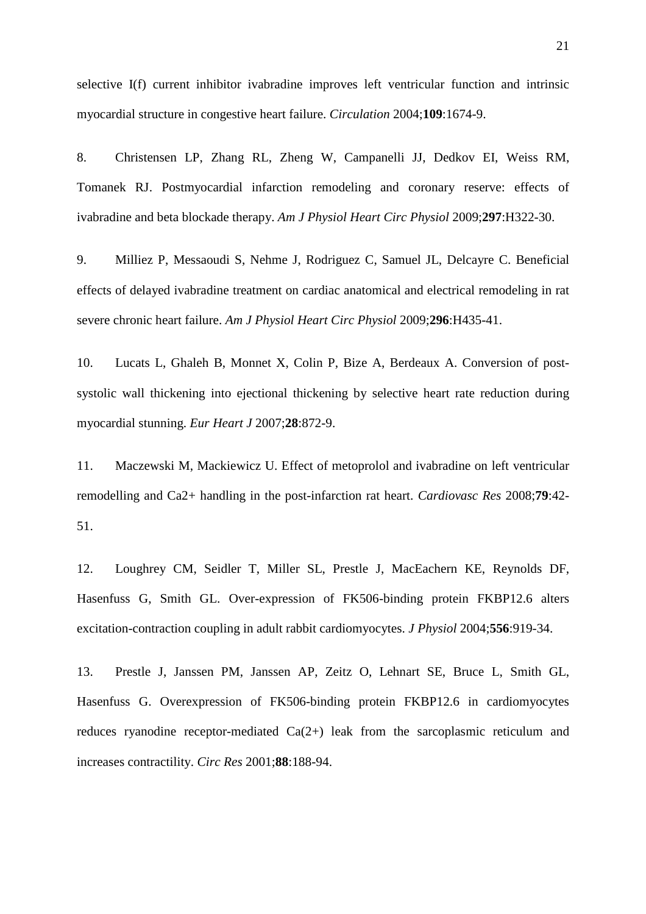selective I(f) current inhibitor ivabradine improves left ventricular function and intrinsic myocardial structure in congestive heart failure. *Circulation* 2004;**109**:1674-9.

8. Christensen LP, Zhang RL, Zheng W, Campanelli JJ, Dedkov EI, Weiss RM, Tomanek RJ. Postmyocardial infarction remodeling and coronary reserve: effects of ivabradine and beta blockade therapy. *Am J Physiol Heart Circ Physiol* 2009;**297**:H322-30.

9. Milliez P, Messaoudi S, Nehme J, Rodriguez C, Samuel JL, Delcayre C. Beneficial effects of delayed ivabradine treatment on cardiac anatomical and electrical remodeling in rat severe chronic heart failure. *Am J Physiol Heart Circ Physiol* 2009;**296**:H435-41.

10. Lucats L, Ghaleh B, Monnet X, Colin P, Bize A, Berdeaux A. Conversion of post-systolic wall thickening into ejectional thickening by selective heart rate reduction during myocardial stunning. *Eur Heart J* 2007;**28**:872-9.

11. Maczewski M, Mackiewicz U. Effect of metoprolol and ivabradine on left ventricular remodelling and Ca2+ handling in the post-infarction rat heart. *Cardiovasc Res* 2008;**79**:42-51.

12. Loughrey CM, Seidler T, Miller SL, Prestle J, MacEachern KE, Reynolds DF, Hasenfuss G, Smith GL. Over-expression of FK506-binding protein FKBP12.6 alters excitation-contraction coupling in adult rabbit cardiomyocytes. *J Physiol* 2004;**556**:919-34.

13. Prestle J, Janssen PM, Janssen AP, Zeitz O, Lehnart SE, Bruce L, Smith GL, Hasenfuss G. Overexpression of FK506-binding protein FKBP12.6 in cardiomyocytes reduces ryanodine receptor-mediated Ca(2+) leak from the sarcoplasmic reticulum and increases contractility. *Circ Res* 2001;**88**:188-94.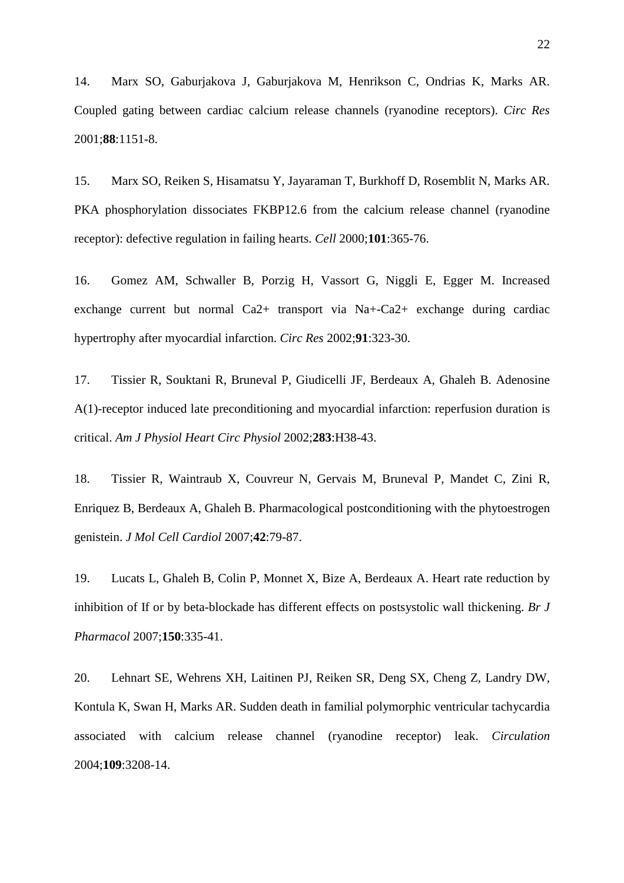14. Marx SO, Gaburjakova J, Gaburjakova M, Henrikson C, Ondrias K, Marks AR. Coupled gating between cardiac calcium release channels (ryanodine receptors). *Circ Res* 2001;**88**:1151-8.

15. Marx SO, Reiken S, Hisamatsu Y, Jayaraman T, Burkhoff D, Rosemblit N, Marks AR. PKA phosphorylation dissociates FKBP12.6 from the calcium release channel (ryanodine receptor): defective regulation in failing hearts. *Cell* 2000;**101**:365-76.

16. Gomez AM, Schwaller B, Porzig H, Vassort G, Niggli E, Egger M. Increased exchange current but normal Ca2+ transport via Na+-Ca2+ exchange during cardiac hypertrophy after myocardial infarction. *Circ Res* 2002;**91**:323-30.

17. Tissier R, Souktani R, Bruneval P, Giudicelli JF, Berdeaux A, Ghaleh B. Adenosine A(1)-receptor induced late preconditioning and myocardial infarction: reperfusion duration is critical. *Am J Physiol Heart Circ Physiol* 2002;**283**:H38-43.

18. Tissier R, Waintraub X, Couvreur N, Gervais M, Bruneval P, Mandet C, Zini R, Enriquez B, Berdeaux A, Ghaleh B. Pharmacological postconditioning with the phytoestrogen genistein. *J Mol Cell Cardiol* 2007;**42**:79-87.

19. Lucats L, Ghaleh B, Colin P, Monnet X, Bize A, Berdeaux A. Heart rate reduction by inhibition of If or by beta-blockade has different effects on postsystolic wall thickening. *Br J Pharmacol* 2007;**150**:335-41.

20. Lehnart SE, Wehrens XH, Laitinen PJ, Reiken SR, Deng SX, Cheng Z, Landry DW, Kontula K, Swan H, Marks AR. Sudden death in familial polymorphic ventricular tachycardia associated with calcium release channel (ryanodine receptor) leak. *Circulation* 2004;**109**:3208-14.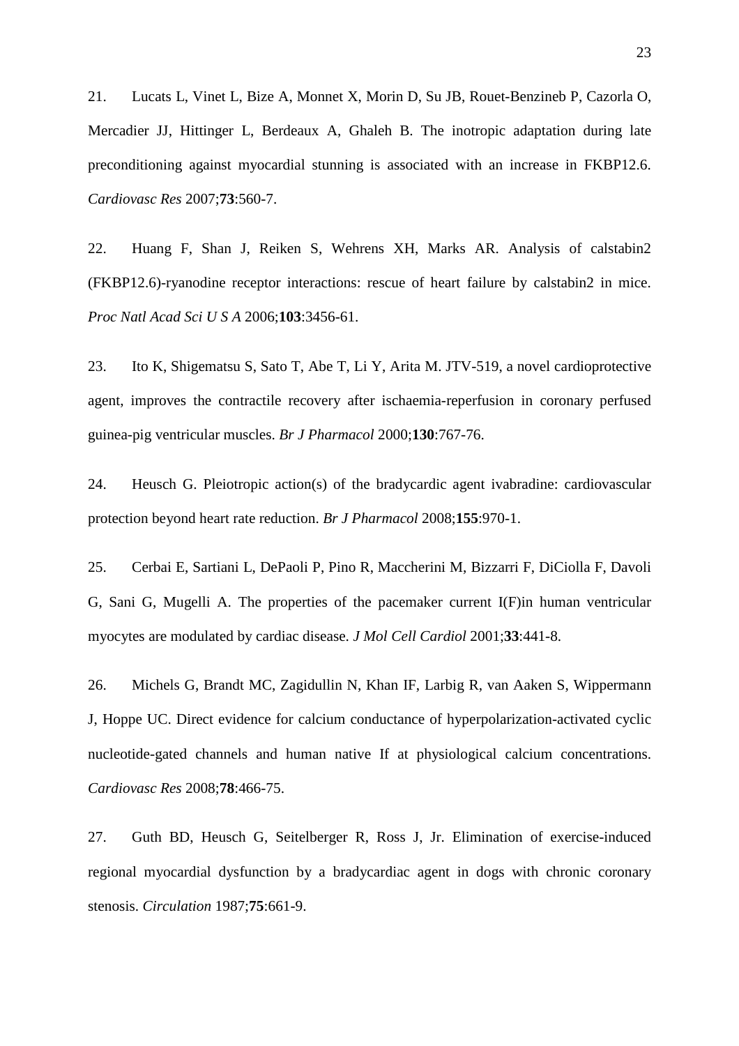21. Lucats L, Vinet L, Bize A, Monnet X, Morin D, Su JB, Rouet-Benzineb P, Cazorla O, Mercadier JJ, Hittinger L, Berdeaux A, Ghaleh B. The inotropic adaptation during late preconditioning against myocardial stunning is associated with an increase in FKBP12.6. *Cardiovasc Res* 2007;**73**:560-7.

22. Huang F, Shan J, Reiken S, Wehrens XH, Marks AR. Analysis of calstabin2 (FKBP12.6)-ryanodine receptor interactions: rescue of heart failure by calstabin2 in mice. *Proc Natl Acad Sci U S A* 2006;**103**:3456-61.

23. Ito K, Shigematsu S, Sato T, Abe T, Li Y, Arita M. JTV-519, a novel cardioprotective agent, improves the contractile recovery after ischaemia-reperfusion in coronary perfused guinea-pig ventricular muscles. *Br J Pharmacol* 2000;**130**:767-76.

24. Heusch G. Pleiotropic action(s) of the bradycardic agent ivabradine: cardiovascular protection beyond heart rate reduction. *Br J Pharmacol* 2008;**155**:970-1.

25. Cerbai E, Sartiani L, DePaoli P, Pino R, Maccherini M, Bizzarri F, DiCiolla F, Davoli G, Sani G, Mugelli A. The properties of the pacemaker current I(F)in human ventricular myocytes are modulated by cardiac disease. *J Mol Cell Cardiol* 2001;**33**:441-8.

26. Michels G, Brandt MC, Zagidullin N, Khan IF, Larbig R, van Aaken S, Wippermann J, Hoppe UC. Direct evidence for calcium conductance of hyperpolarization-activated cyclic nucleotide-gated channels and human native If at physiological calcium concentrations. *Cardiovasc Res* 2008;**78**:466-75.

27. Guth BD, Heusch G, Seitelberger R, Ross J, Jr. Elimination of exercise-induced regional myocardial dysfunction by a bradycardiac agent in dogs with chronic coronary stenosis. *Circulation* 1987;**75**:661-9.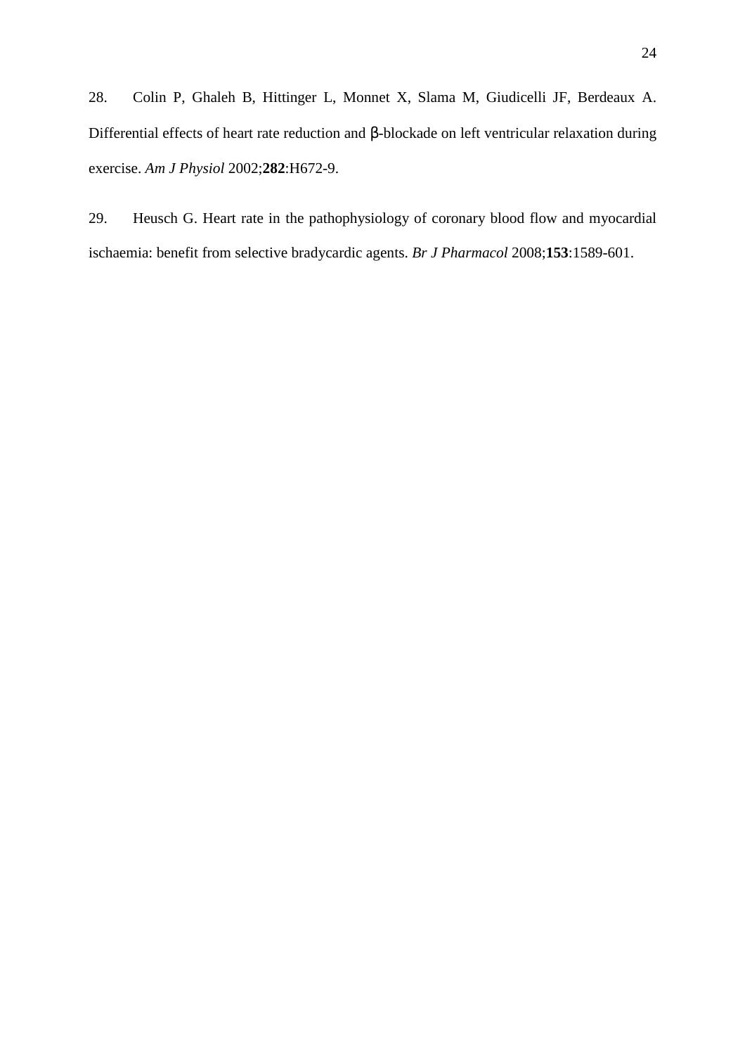28. Colin P, Ghaleh B, Hittinger L, Monnet X, Slama M, Giudicelli JF, Berdeaux A. Differential effects of heart rate reduction and β-blockade on left ventricular relaxation during exercise. *Am J Physiol* 2002;**282**:H672-9.

29. Heusch G. Heart rate in the pathophysiology of coronary blood flow and myocardial ischaemia: benefit from selective bradycardic agents. *Br J Pharmacol* 2008;**153**:1589-601.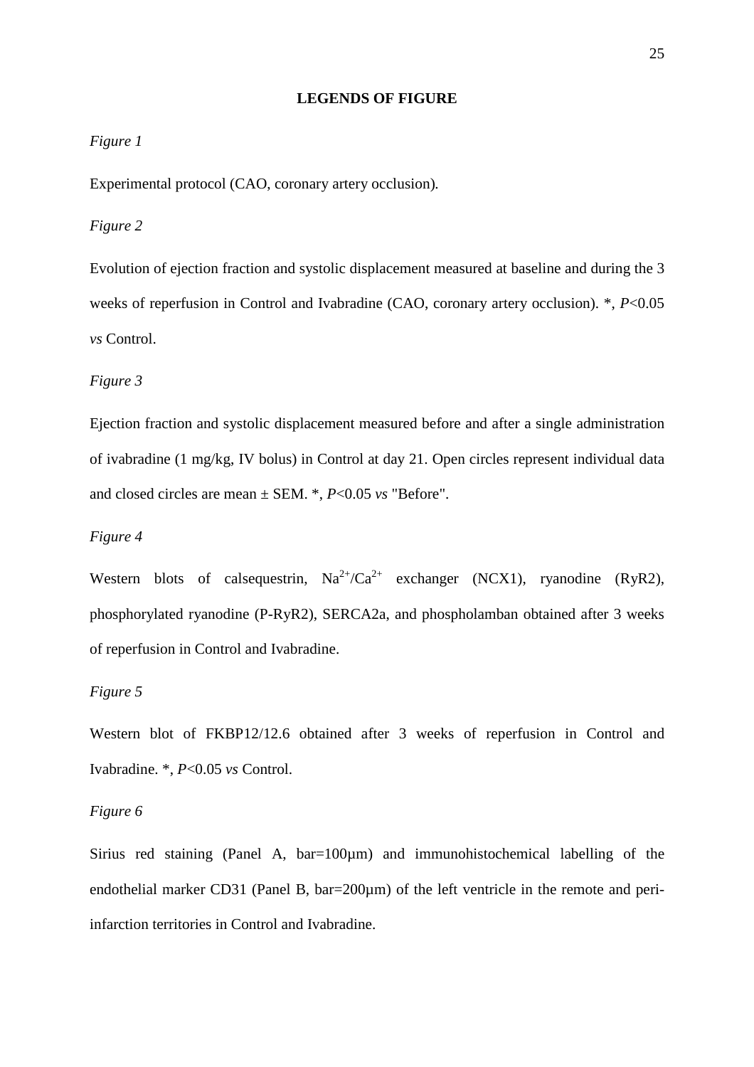## LEGENDS OF FIGURE

*Figure 1*

Experimental protocol (CAO, coronary artery occlusion).

*Figure 2*

Evolution of ejection fraction and systolic displacement measured at baseline and during the 3 weeks of reperfusion in Control and Ivabradine (CAO, coronary artery occlusion). *, $P<0.05$ *vs* Control.

*Figure 3*

Ejection fraction and systolic displacement measured before and after a single administration of ivabradine (1 mg/kg, IV bolus) in Control at day 21. Open circles represent individual data and closed circles are mean ± SEM. *, $P<0.05$ *vs* "Before".

*Figure 4*

Western blots of calsequestrin, $Na^{2+}/Ca^{2+}$ exchanger (NCX1), ryanodine (RyR2), phosphorylated ryanodine (P-RyR2), SERCA2a, and phospholamban obtained after 3 weeks of reperfusion in Control and Ivabradine.

*Figure 5*

Western blot of FKBP12/12.6 obtained after 3 weeks of reperfusion in Control and Ivabradine. *, $P<0.05$ *vs* Control.

*Figure 6*

Sirius red staining (Panel A, bar=100µm) and immunohistochemical labelling of the endothelial marker CD31 (Panel B, bar=200µm) of the left ventricle in the remote and peri-infarction territories in Control and Ivabradine.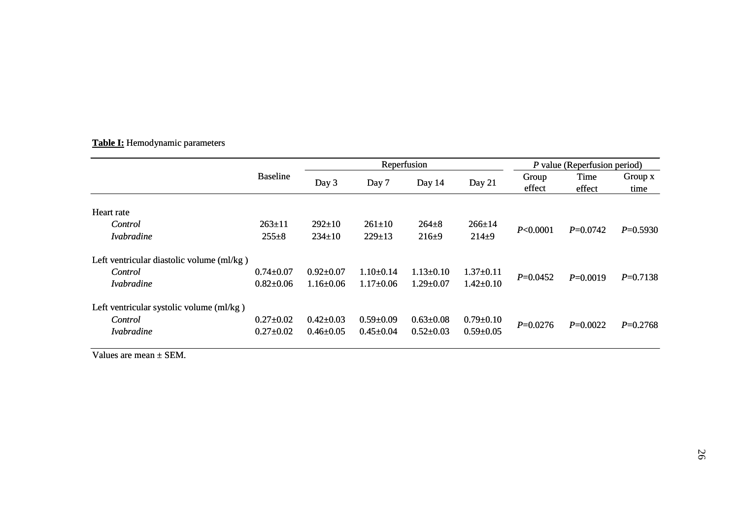**Table I:** Hemodynamic parameters

| | Baseline | Reperfusion | | | | *P* value (Reperfusion period) | | |
|---|---|---|---|---|---|---|---|---|
| | | Day 3 | Day 7 | Day 14 | Day 21 | Group effect | Time effect | Group x time |
| Heart rate | | | | | | | | |
| *Control* | 263±11 | 292±10 | 261±10 | 264±8 | 266±14 | *P*<0.0001 | *P*=0.0742 | *P*=0.5930 |
| *Ivabradine* | 255±8 | 234±10 | 229±13 | 216±9 | 214±9 | | | |
| Left ventricular diastolic volume (ml/kg ) | | | | | | | | |
| *Control* | 0.74±0.07 | 0.92±0.07 | 1.10±0.14 | 1.13±0.10 | 1.37±0.11 | *P*=0.0452 | *P*=0.0019 | *P*=0.7138 |
| *Ivabradine* | 0.82±0.06 | 1.16±0.06 | 1.17±0.06 | 1.29±0.07 | 1.42±0.10 | | | |
| Left ventricular systolic volume (ml/kg ) | | | | | | | | |
| *Control* | 0.27±0.02 | 0.42±0.03 | 0.59±0.09 | 0.63±0.08 | 0.79±0.10 | *P*=0.0276 | *P*=0.0022 | *P*=0.2768 |
| *Ivabradine* | 0.27±0.02 | 0.46±0.05 | 0.45±0.04 | 0.52±0.03 | 0.59±0.05 | | | |

Values are mean ± SEM.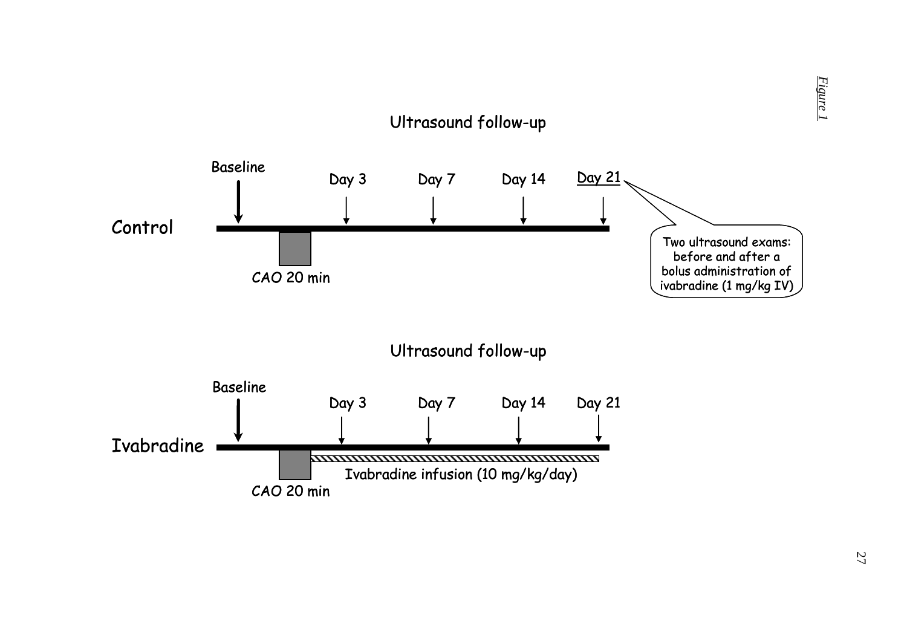*Figure 1*

Ultrasound follow-up

Control

Baseline — Day 3 — Day 7 — Day 14 — Day 21

CAO 20 min

Two ultrasound exams: before and after a bolus administration of ivabradine (1 mg/kg IV)

Ultrasound follow-up

Ivabradine

Baseline — Day 3 — Day 7 — Day 14 — Day 21

CAO 20 min

Ivabradine infusion (10 mg/kg/day)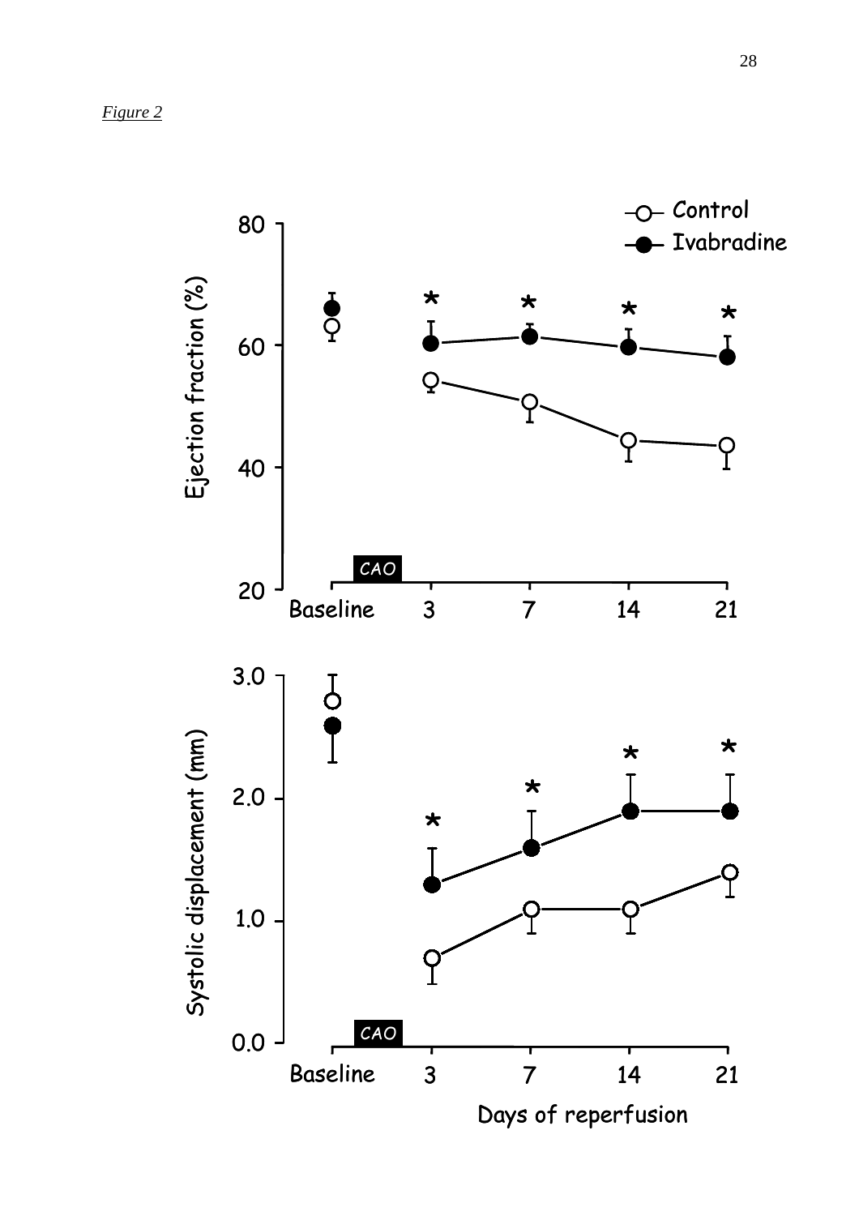*Figure 2*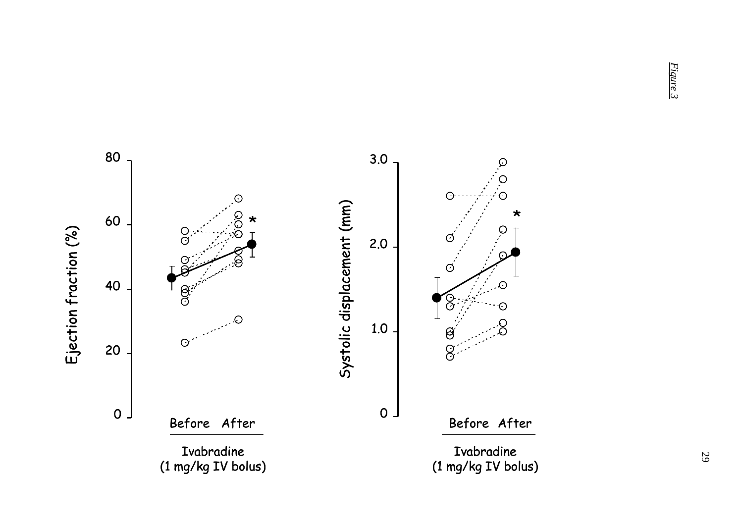*Figure 3*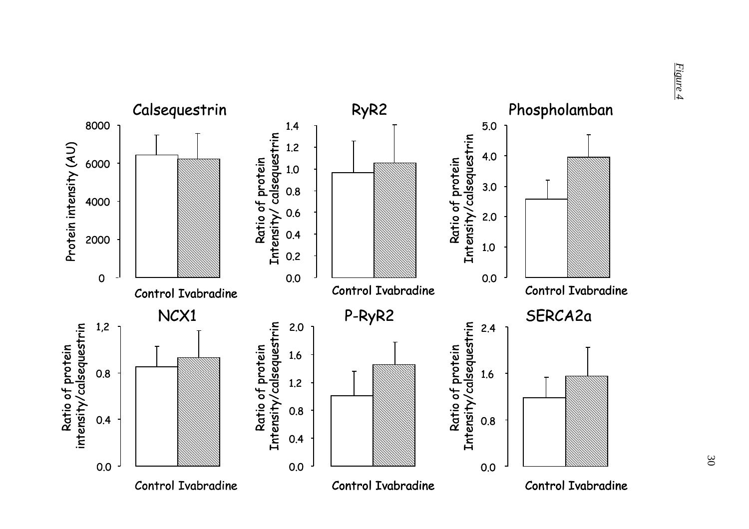*Figure 4*

Calsequestrin — Protein intensity (AU) — Control, Ivabradine

RyR2 — Ratio of protein Intensity/ calsequestrin — Control, Ivabradine

Phospholamban — Ratio of protein Intensity/calsequestrin — Control, Ivabradine

NCX1 — Ratio of protein intensity/calsequestrin — Control, Ivabradine

P-RyR2 — Ratio of protein Intensity/calsequestrin — Control, Ivabradine

SERCA2a — Ratio of protein Intensity/calsequestrin — Control, Ivabradine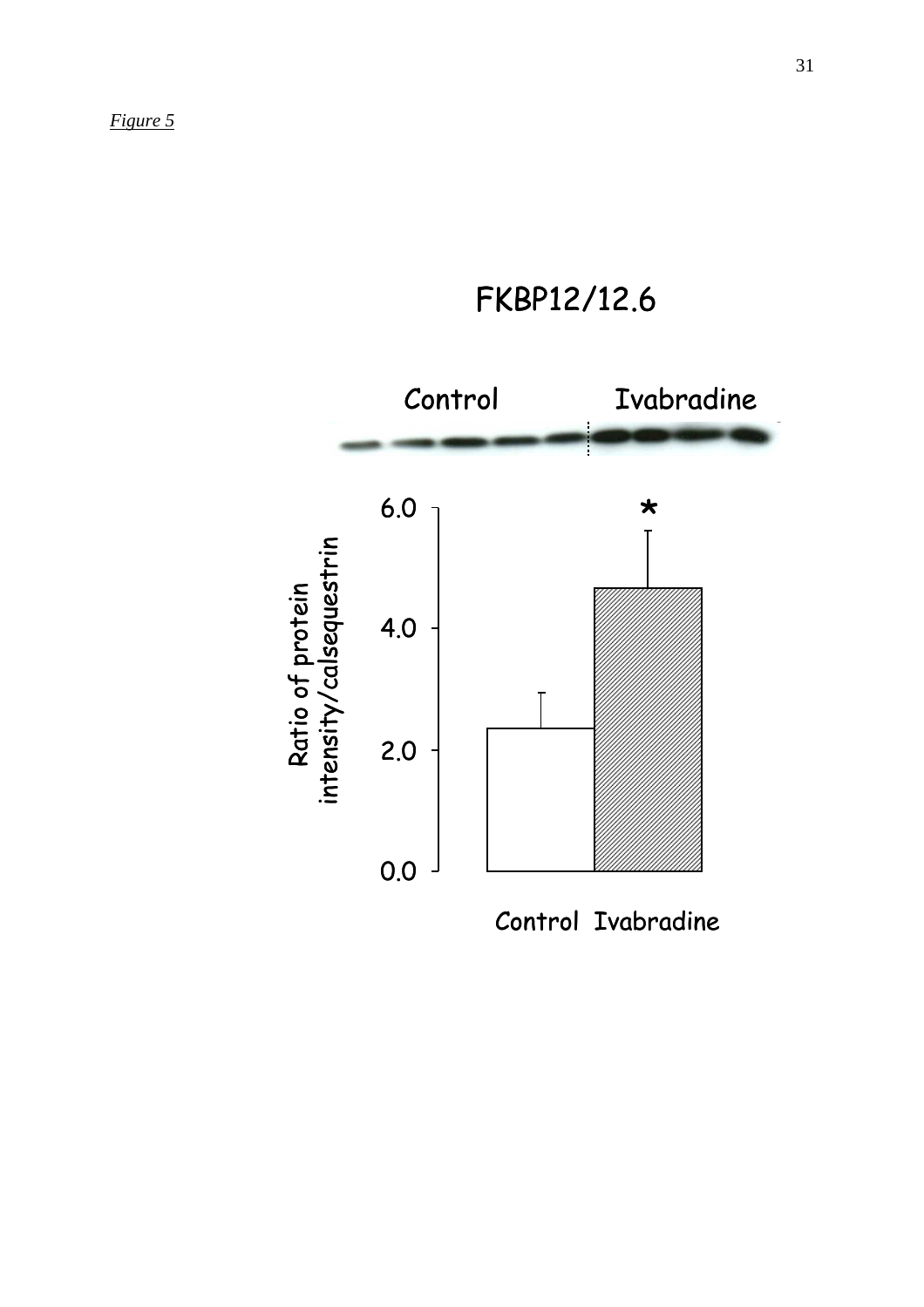*Figure 5*

FKBP12/12.6

Control Ivabradine

Ratio of protein intensity/calsequestrin

6.0

4.0

2.0

0.0

*

Control Ivabradine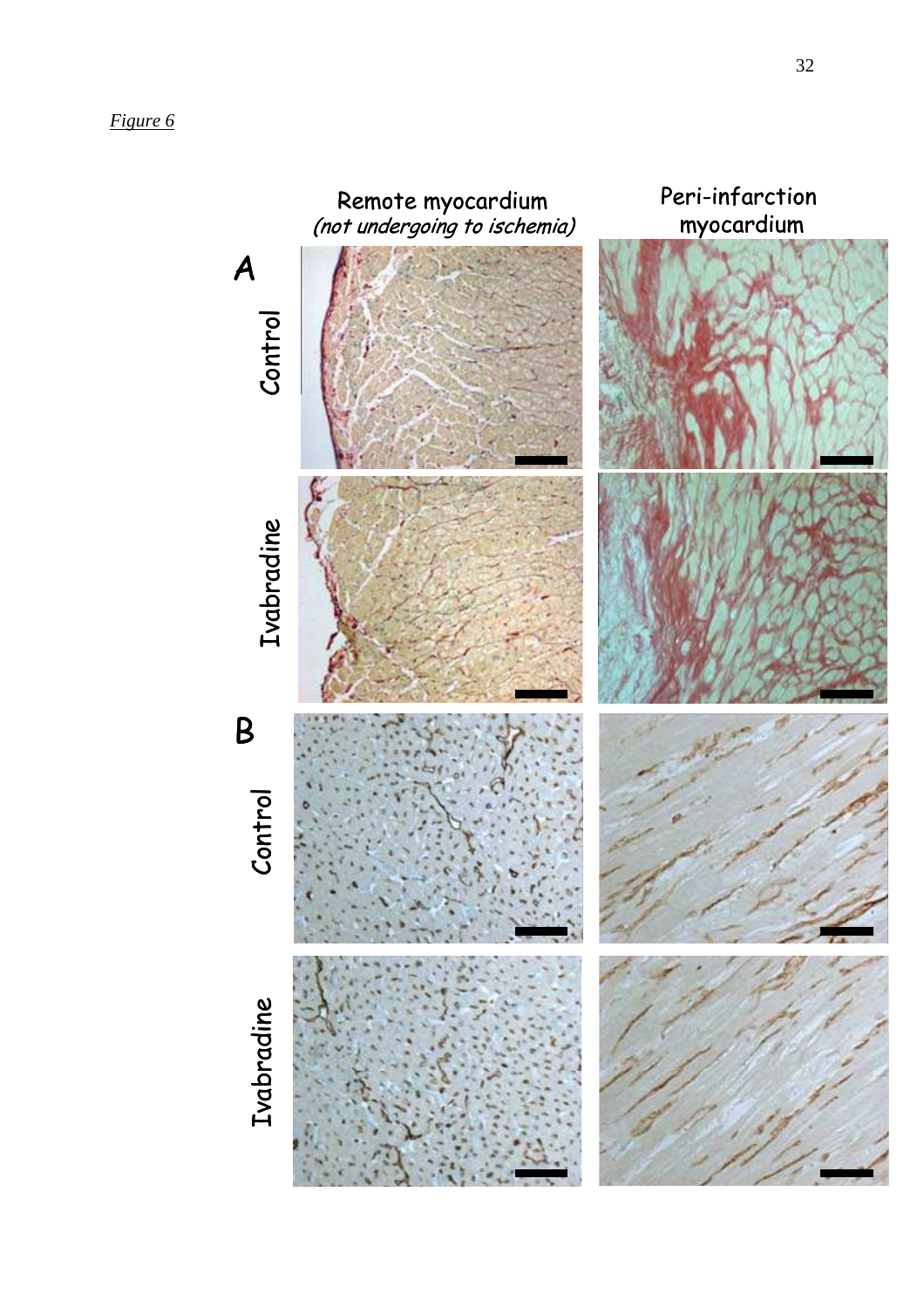*Figure 6*

Remote myocardium
*(not undergoing to ischemia)*

Peri-infarction
myocardium

A

Control

Ivabradine

B

Control

Ivabradine